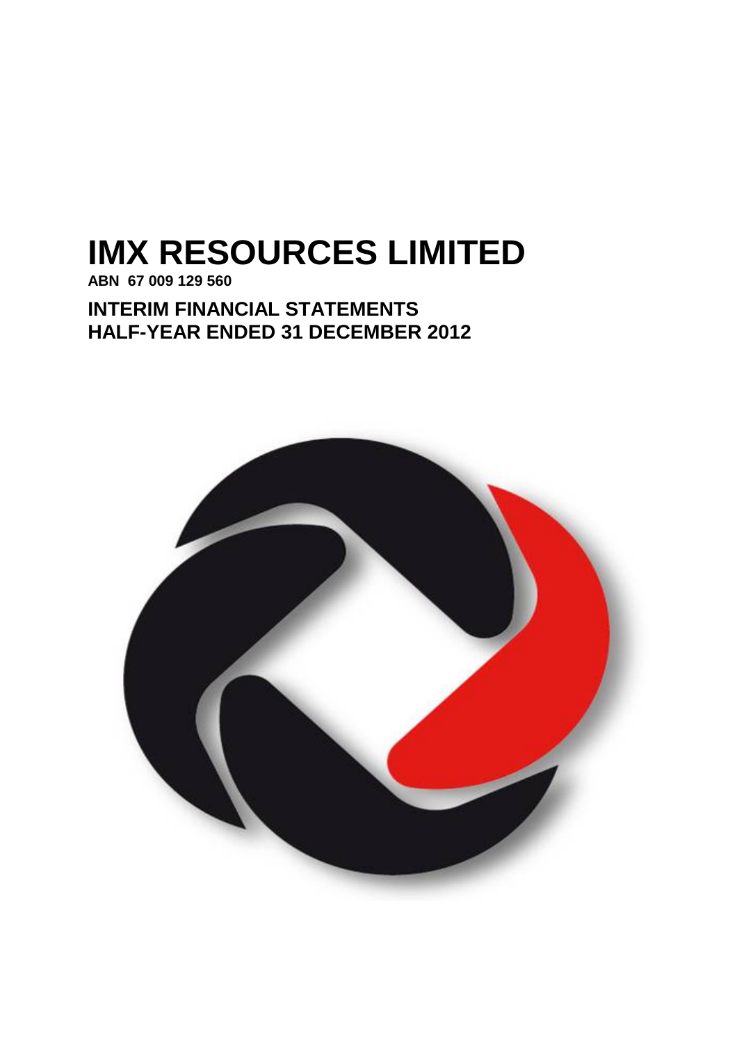# IMX RESOURCES LIMITED

**ABN 67 009 129 560**

## INTERIM FINANCIAL STATEMENTS
## HALF-YEAR ENDED 31 DECEMBER 2012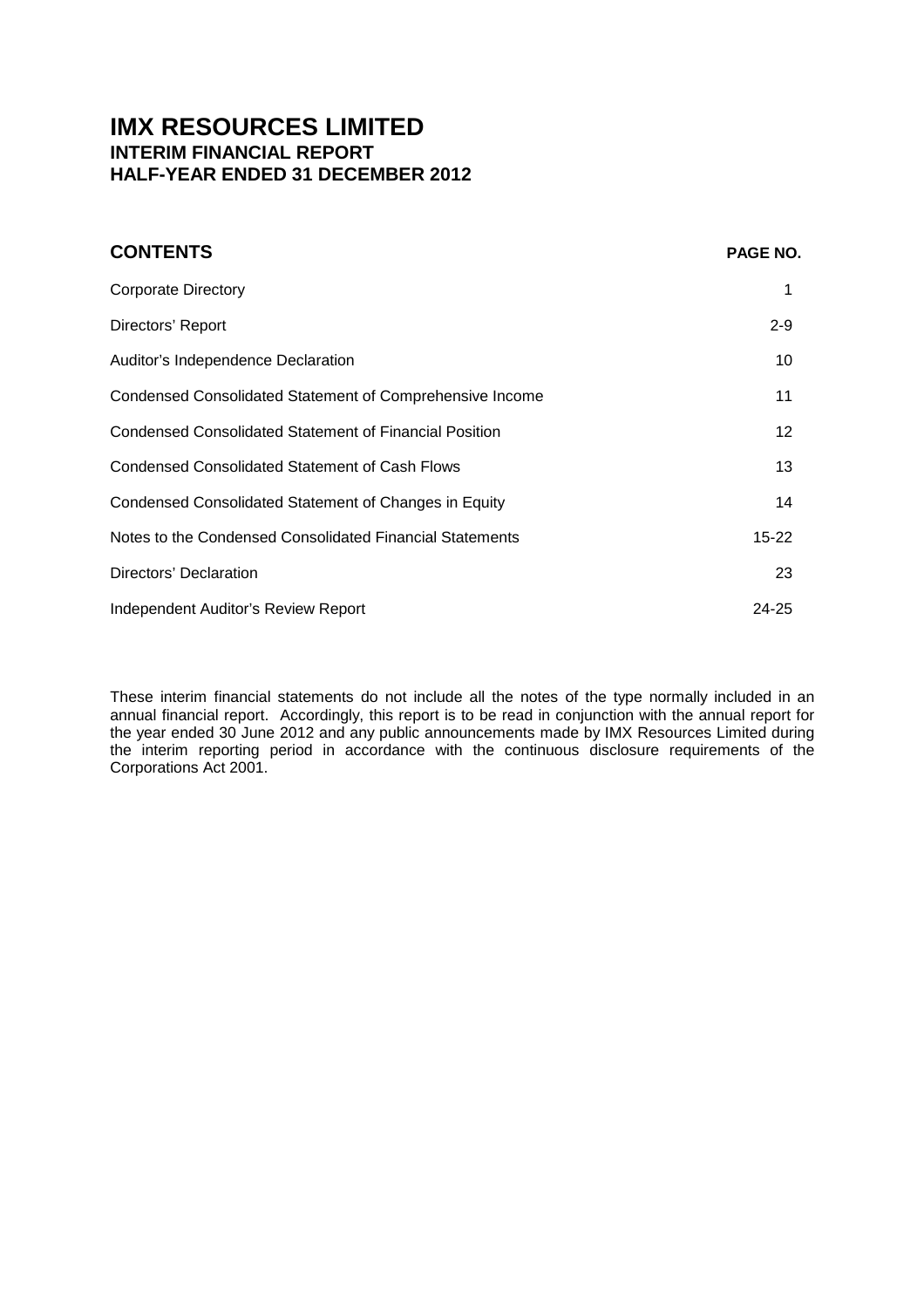# IMX RESOURCES LIMITED

## INTERIM FINANCIAL REPORT
## HALF-YEAR ENDED 31 DECEMBER 2012

| **CONTENTS** | **PAGE NO.** |
|---|---|
| Corporate Directory | 1 |
| Directors' Report | 2-9 |
| Auditor's Independence Declaration | 10 |
| Condensed Consolidated Statement of Comprehensive Income | 11 |
| Condensed Consolidated Statement of Financial Position | 12 |
| Condensed Consolidated Statement of Cash Flows | 13 |
| Condensed Consolidated Statement of Changes in Equity | 14 |
| Notes to the Condensed Consolidated Financial Statements | 15-22 |
| Directors' Declaration | 23 |
| Independent Auditor's Review Report | 24-25 |

These interim financial statements do not include all the notes of the type normally included in an annual financial report. Accordingly, this report is to be read in conjunction with the annual report for the year ended 30 June 2012 and any public announcements made by IMX Resources Limited during the interim reporting period in accordance with the continuous disclosure requirements of the Corporations Act 2001.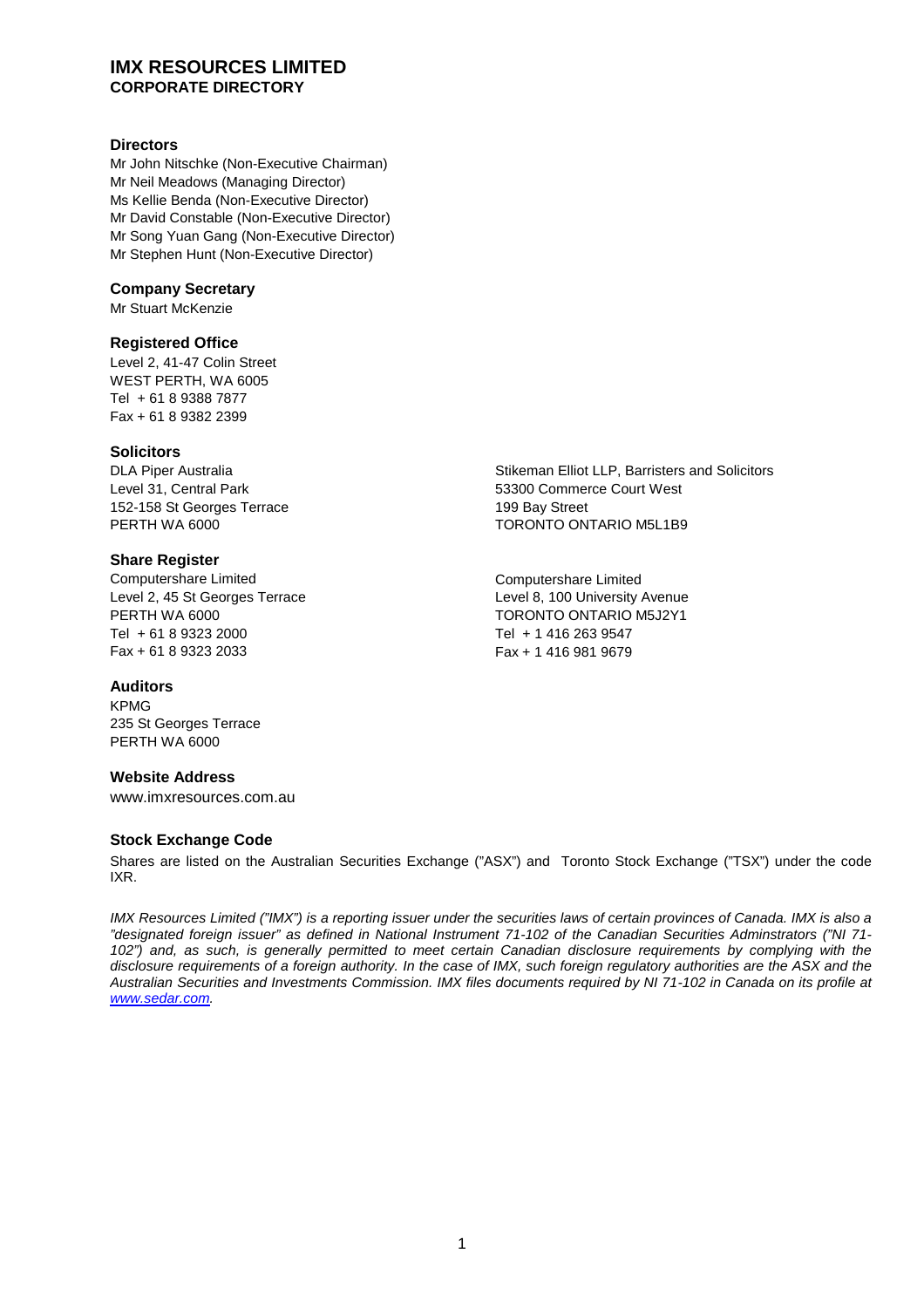# IMX RESOURCES LIMITED

## CORPORATE DIRECTORY

### Directors

Mr John Nitschke (Non-Executive Chairman)
Mr Neil Meadows (Managing Director)
Ms Kellie Benda (Non-Executive Director)
Mr David Constable (Non-Executive Director)
Mr Song Yuan Gang (Non-Executive Director)
Mr Stephen Hunt (Non-Executive Director)

### Company Secretary

Mr Stuart McKenzie

### Registered Office

Level 2, 41-47 Colin Street
WEST PERTH, WA 6005
Tel + 61 8 9388 7877
Fax + 61 8 9382 2399

### Solicitors

DLA Piper Australia
Level 31, Central Park
152-158 St Georges Terrace
PERTH WA 6000

Stikeman Elliot LLP, Barristers and Solicitors
53300 Commerce Court West
199 Bay Street
TORONTO ONTARIO M5L1B9

### Share Register

Computershare Limited
Level 2, 45 St Georges Terrace
PERTH WA 6000
Tel + 61 8 9323 2000
Fax + 61 8 9323 2033

Computershare Limited
Level 8, 100 University Avenue
TORONTO ONTARIO M5J2Y1
Tel + 1 416 263 9547
Fax + 1 416 981 9679

### Auditors

KPMG
235 St Georges Terrace
PERTH WA 6000

### Website Address

www.imxresources.com.au

### Stock Exchange Code

Shares are listed on the Australian Securities Exchange ("ASX") and Toronto Stock Exchange ("TSX") under the code IXR.

*IMX Resources Limited ("IMX") is a reporting issuer under the securities laws of certain provinces of Canada. IMX is also a "designated foreign issuer" as defined in National Instrument 71-102 of the Canadian Securities Adminstrators ("NI 71-102") and, as such, is generally permitted to meet certain Canadian disclosure requirements by complying with the disclosure requirements of a foreign authority. In the case of IMX, such foreign regulatory authorities are the ASX and the Australian Securities and Investments Commission. IMX files documents required by NI 71-102 in Canada on its profile at www.sedar.com.*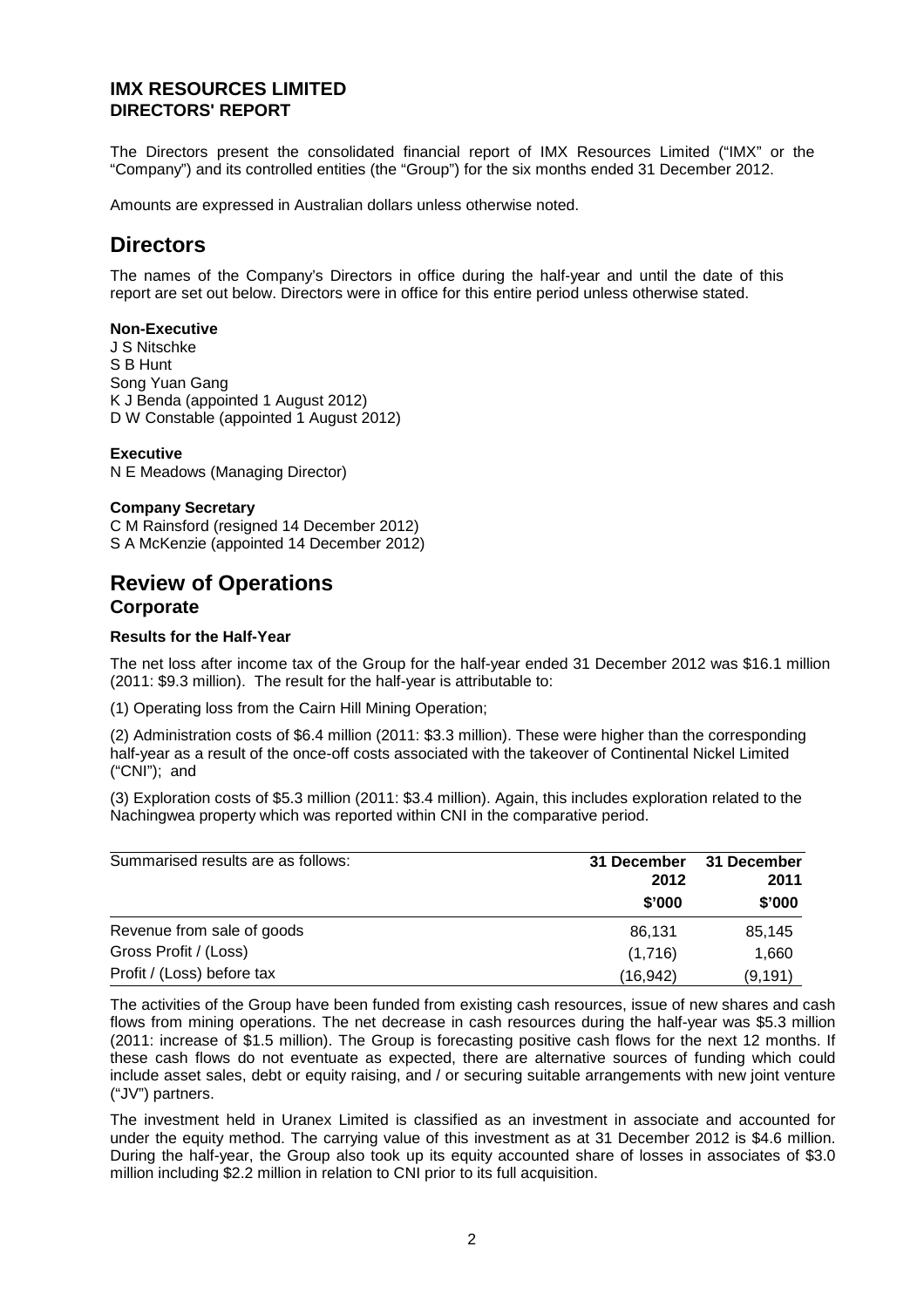**IMX RESOURCES LIMITED**
**DIRECTORS' REPORT**

The Directors present the consolidated financial report of IMX Resources Limited ("IMX" or the "Company") and its controlled entities (the "Group") for the six months ended 31 December 2012.

Amounts are expressed in Australian dollars unless otherwise noted.

# Directors

The names of the Company's Directors in office during the half-year and until the date of this report are set out below. Directors were in office for this entire period unless otherwise stated.

**Non-Executive**
J S Nitschke
S B Hunt
Song Yuan Gang
K J Benda (appointed 1 August 2012)
D W Constable (appointed 1 August 2012)

**Executive**
N E Meadows (Managing Director)

**Company Secretary**
C M Rainsford (resigned 14 December 2012)
S A McKenzie (appointed 14 December 2012)

# Review of Operations

## Corporate

**Results for the Half-Year**

The net loss after income tax of the Group for the half-year ended 31 December 2012 was $16.1 million (2011: $9.3 million). The result for the half-year is attributable to:

(1) Operating loss from the Cairn Hill Mining Operation;

(2) Administration costs of $6.4 million (2011: $3.3 million). These were higher than the corresponding half-year as a result of the once-off costs associated with the takeover of Continental Nickel Limited ("CNI"); and

(3) Exploration costs of $5.3 million (2011: $3.4 million). Again, this includes exploration related to the Nachingwea property which was reported within CNI in the comparative period.

| Summarised results are as follows: | 31 December 2012 | 31 December 2011 |
|---|---|---|
| | $'000 | $'000 |
| Revenue from sale of goods | 86,131 | 85,145 |
| Gross Profit / (Loss) | (1,716) | 1,660 |
| Profit / (Loss) before tax | (16,942) | (9,191) |

The activities of the Group have been funded from existing cash resources, issue of new shares and cash flows from mining operations. The net decrease in cash resources during the half-year was $5.3 million (2011: increase of $1.5 million). The Group is forecasting positive cash flows for the next 12 months. If these cash flows do not eventuate as expected, there are alternative sources of funding which could include asset sales, debt or equity raising, and / or securing suitable arrangements with new joint venture ("JV") partners.

The investment held in Uranex Limited is classified as an investment in associate and accounted for under the equity method. The carrying value of this investment as at 31 December 2012 is $4.6 million. During the half-year, the Group also took up its equity accounted share of losses in associates of $3.0 million including $2.2 million in relation to CNI prior to its full acquisition.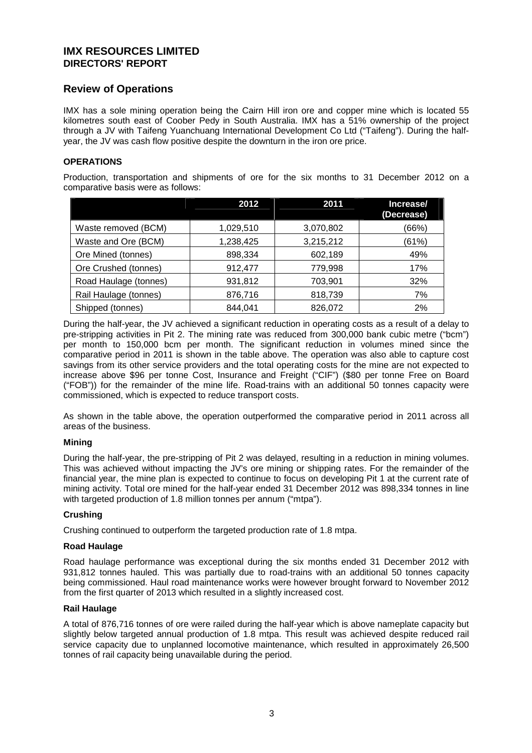# IMX RESOURCES LIMITED
## DIRECTORS' REPORT

## Review of Operations

IMX has a sole mining operation being the Cairn Hill iron ore and copper mine which is located 55 kilometres south east of Coober Pedy in South Australia. IMX has a 51% ownership of the project through a JV with Taifeng Yuanchuang International Development Co Ltd ("Taifeng"). During the half-year, the JV was cash flow positive despite the downturn in the iron ore price.

### OPERATIONS

Production, transportation and shipments of ore for the six months to 31 December 2012 on a comparative basis were as follows:

| | 2012 | 2011 | Increase/ (Decrease) |
|---|---|---|---|
| Waste removed (BCM) | 1,029,510 | 3,070,802 | (66%) |
| Waste and Ore (BCM) | 1,238,425 | 3,215,212 | (61%) |
| Ore Mined (tonnes) | 898,334 | 602,189 | 49% |
| Ore Crushed (tonnes) | 912,477 | 779,998 | 17% |
| Road Haulage (tonnes) | 931,812 | 703,901 | 32% |
| Rail Haulage (tonnes) | 876,716 | 818,739 | 7% |
| Shipped (tonnes) | 844,041 | 826,072 | 2% |

During the half-year, the JV achieved a significant reduction in operating costs as a result of a delay to pre-stripping activities in Pit 2. The mining rate was reduced from 300,000 bank cubic metre ("bcm") per month to 150,000 bcm per month. The significant reduction in volumes mined since the comparative period in 2011 is shown in the table above. The operation was also able to capture cost savings from its other service providers and the total operating costs for the mine are not expected to increase above \$96 per tonne Cost, Insurance and Freight ("CIF") (\$80 per tonne Free on Board ("FOB")) for the remainder of the mine life. Road-trains with an additional 50 tonnes capacity were commissioned, which is expected to reduce transport costs.

As shown in the table above, the operation outperformed the comparative period in 2011 across all areas of the business.

#### Mining

During the half-year, the pre-stripping of Pit 2 was delayed, resulting in a reduction in mining volumes. This was achieved without impacting the JV's ore mining or shipping rates. For the remainder of the financial year, the mine plan is expected to continue to focus on developing Pit 1 at the current rate of mining activity. Total ore mined for the half-year ended 31 December 2012 was 898,334 tonnes in line with targeted production of 1.8 million tonnes per annum ("mtpa").

#### Crushing

Crushing continued to outperform the targeted production rate of 1.8 mtpa.

#### Road Haulage

Road haulage performance was exceptional during the six months ended 31 December 2012 with 931,812 tonnes hauled. This was partially due to road-trains with an additional 50 tonnes capacity being commissioned. Haul road maintenance works were however brought forward to November 2012 from the first quarter of 2013 which resulted in a slightly increased cost.

#### Rail Haulage

A total of 876,716 tonnes of ore were railed during the half-year which is above nameplate capacity but slightly below targeted annual production of 1.8 mtpa. This result was achieved despite reduced rail service capacity due to unplanned locomotive maintenance, which resulted in approximately 26,500 tonnes of rail capacity being unavailable during the period.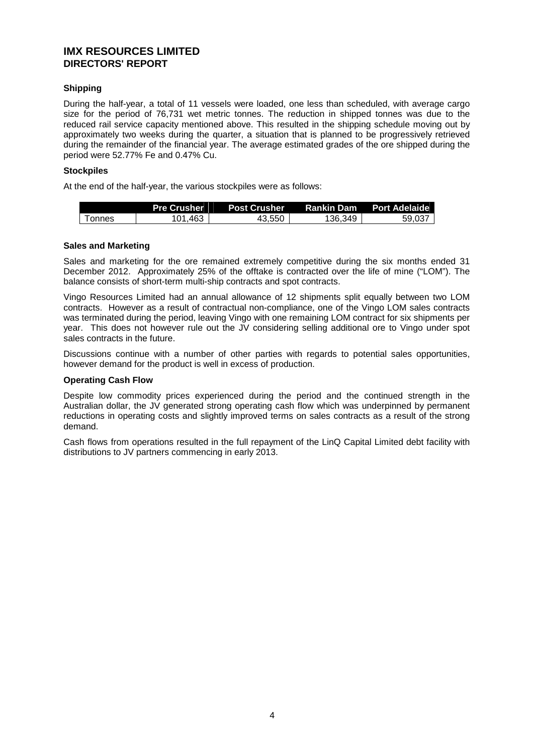# IMX RESOURCES LIMITED
## DIRECTORS' REPORT

### Shipping

During the half-year, a total of 11 vessels were loaded, one less than scheduled, with average cargo size for the period of 76,731 wet metric tonnes. The reduction in shipped tonnes was due to the reduced rail service capacity mentioned above. This resulted in the shipping schedule moving out by approximately two weeks during the quarter, a situation that is planned to be progressively retrieved during the remainder of the financial year. The average estimated grades of the ore shipped during the period were 52.77% Fe and 0.47% Cu.

### Stockpiles

At the end of the half-year, the various stockpiles were as follows:

| | Pre Crusher | Post Crusher | Rankin Dam | Port Adelaide |
|---|---|---|---|---|
| Tonnes | 101,463 | 43,550 | 136,349 | 59,037 |

### Sales and Marketing

Sales and marketing for the ore remained extremely competitive during the six months ended 31 December 2012. Approximately 25% of the offtake is contracted over the life of mine ("LOM"). The balance consists of short-term multi-ship contracts and spot contracts.

Vingo Resources Limited had an annual allowance of 12 shipments split equally between two LOM contracts. However as a result of contractual non-compliance, one of the Vingo LOM sales contracts was terminated during the period, leaving Vingo with one remaining LOM contract for six shipments per year. This does not however rule out the JV considering selling additional ore to Vingo under spot sales contracts in the future.

Discussions continue with a number of other parties with regards to potential sales opportunities, however demand for the product is well in excess of production.

### Operating Cash Flow

Despite low commodity prices experienced during the period and the continued strength in the Australian dollar, the JV generated strong operating cash flow which was underpinned by permanent reductions in operating costs and slightly improved terms on sales contracts as a result of the strong demand.

Cash flows from operations resulted in the full repayment of the LinQ Capital Limited debt facility with distributions to JV partners commencing in early 2013.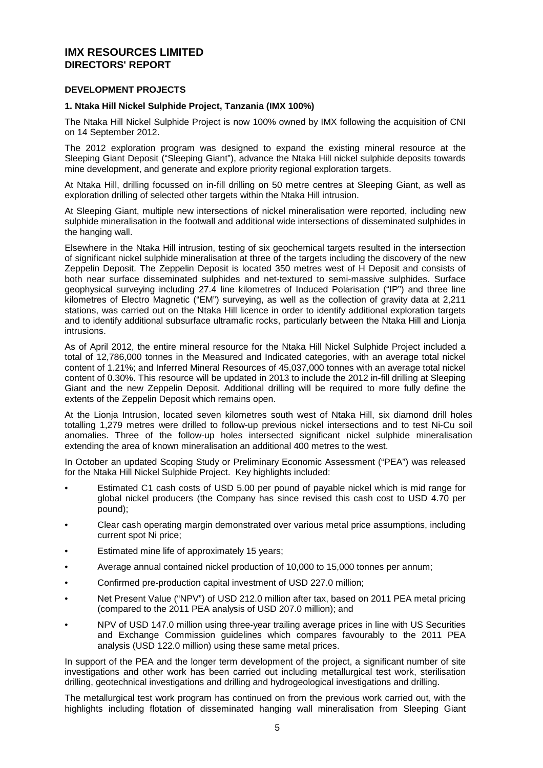# IMX RESOURCES LIMITED
## DIRECTORS' REPORT

### DEVELOPMENT PROJECTS

#### 1. Ntaka Hill Nickel Sulphide Project, Tanzania (IMX 100%)

The Ntaka Hill Nickel Sulphide Project is now 100% owned by IMX following the acquisition of CNI on 14 September 2012.

The 2012 exploration program was designed to expand the existing mineral resource at the Sleeping Giant Deposit ("Sleeping Giant"), advance the Ntaka Hill nickel sulphide deposits towards mine development, and generate and explore priority regional exploration targets.

At Ntaka Hill, drilling focussed on in-fill drilling on 50 metre centres at Sleeping Giant, as well as exploration drilling of selected other targets within the Ntaka Hill intrusion.

At Sleeping Giant, multiple new intersections of nickel mineralisation were reported, including new sulphide mineralisation in the footwall and additional wide intersections of disseminated sulphides in the hanging wall.

Elsewhere in the Ntaka Hill intrusion, testing of six geochemical targets resulted in the intersection of significant nickel sulphide mineralisation at three of the targets including the discovery of the new Zeppelin Deposit. The Zeppelin Deposit is located 350 metres west of H Deposit and consists of both near surface disseminated sulphides and net-textured to semi-massive sulphides. Surface geophysical surveying including 27.4 line kilometres of Induced Polarisation ("IP") and three line kilometres of Electro Magnetic ("EM") surveying, as well as the collection of gravity data at 2,211 stations, was carried out on the Ntaka Hill licence in order to identify additional exploration targets and to identify additional subsurface ultramafic rocks, particularly between the Ntaka Hill and Lionja intrusions.

As of April 2012, the entire mineral resource for the Ntaka Hill Nickel Sulphide Project included a total of 12,786,000 tonnes in the Measured and Indicated categories, with an average total nickel content of 1.21%; and Inferred Mineral Resources of 45,037,000 tonnes with an average total nickel content of 0.30%. This resource will be updated in 2013 to include the 2012 in-fill drilling at Sleeping Giant and the new Zeppelin Deposit. Additional drilling will be required to more fully define the extents of the Zeppelin Deposit which remains open.

At the Lionja Intrusion, located seven kilometres south west of Ntaka Hill, six diamond drill holes totalling 1,279 metres were drilled to follow-up previous nickel intersections and to test Ni-Cu soil anomalies. Three of the follow-up holes intersected significant nickel sulphide mineralisation extending the area of known mineralisation an additional 400 metres to the west.

In October an updated Scoping Study or Preliminary Economic Assessment ("PEA") was released for the Ntaka Hill Nickel Sulphide Project. Key highlights included:

- Estimated C1 cash costs of USD 5.00 per pound of payable nickel which is mid range for global nickel producers (the Company has since revised this cash cost to USD 4.70 per pound);
- Clear cash operating margin demonstrated over various metal price assumptions, including current spot Ni price;
- Estimated mine life of approximately 15 years;
- Average annual contained nickel production of 10,000 to 15,000 tonnes per annum;
- Confirmed pre-production capital investment of USD 227.0 million;
- Net Present Value ("NPV") of USD 212.0 million after tax, based on 2011 PEA metal pricing (compared to the 2011 PEA analysis of USD 207.0 million); and
- NPV of USD 147.0 million using three-year trailing average prices in line with US Securities and Exchange Commission guidelines which compares favourably to the 2011 PEA analysis (USD 122.0 million) using these same metal prices.

In support of the PEA and the longer term development of the project, a significant number of site investigations and other work has been carried out including metallurgical test work, sterilisation drilling, geotechnical investigations and drilling and hydrogeological investigations and drilling.

The metallurgical test work program has continued on from the previous work carried out, with the highlights including flotation of disseminated hanging wall mineralisation from Sleeping Giant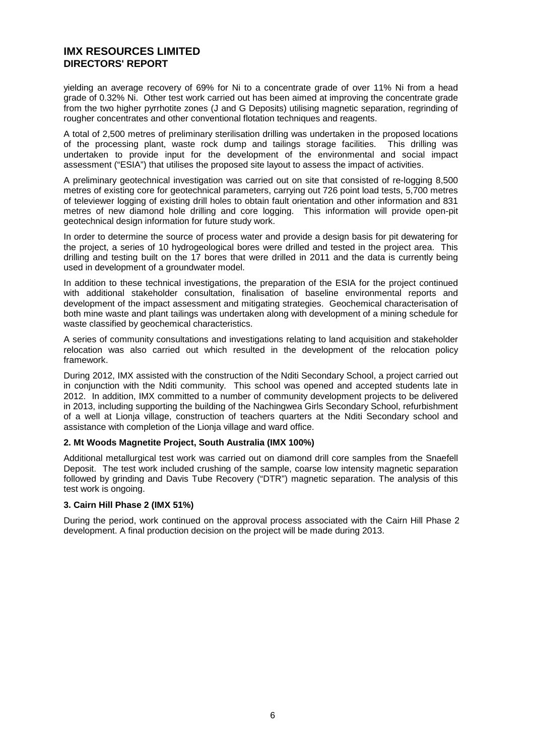yielding an average recovery of 69% for Ni to a concentrate grade of over 11% Ni from a head grade of 0.32% Ni. Other test work carried out has been aimed at improving the concentrate grade from the two higher pyrrhotite zones (J and G Deposits) utilising magnetic separation, regrinding of rougher concentrates and other conventional flotation techniques and reagents.

A total of 2,500 metres of preliminary sterilisation drilling was undertaken in the proposed locations of the processing plant, waste rock dump and tailings storage facilities. This drilling was undertaken to provide input for the development of the environmental and social impact assessment ("ESIA") that utilises the proposed site layout to assess the impact of activities.

A preliminary geotechnical investigation was carried out on site that consisted of re-logging 8,500 metres of existing core for geotechnical parameters, carrying out 726 point load tests, 5,700 metres of televiewer logging of existing drill holes to obtain fault orientation and other information and 831 metres of new diamond hole drilling and core logging. This information will provide open-pit geotechnical design information for future study work.

In order to determine the source of process water and provide a design basis for pit dewatering for the project, a series of 10 hydrogeological bores were drilled and tested in the project area. This drilling and testing built on the 17 bores that were drilled in 2011 and the data is currently being used in development of a groundwater model.

In addition to these technical investigations, the preparation of the ESIA for the project continued with additional stakeholder consultation, finalisation of baseline environmental reports and development of the impact assessment and mitigating strategies. Geochemical characterisation of both mine waste and plant tailings was undertaken along with development of a mining schedule for waste classified by geochemical characteristics.

A series of community consultations and investigations relating to land acquisition and stakeholder relocation was also carried out which resulted in the development of the relocation policy framework.

During 2012, IMX assisted with the construction of the Nditi Secondary School, a project carried out in conjunction with the Nditi community. This school was opened and accepted students late in 2012. In addition, IMX committed to a number of community development projects to be delivered in 2013, including supporting the building of the Nachingwea Girls Secondary School, refurbishment of a well at Lionja village, construction of teachers quarters at the Nditi Secondary school and assistance with completion of the Lionja village and ward office.

**2. Mt Woods Magnetite Project, South Australia (IMX 100%)**

Additional metallurgical test work was carried out on diamond drill core samples from the Snaefell Deposit. The test work included crushing of the sample, coarse low intensity magnetic separation followed by grinding and Davis Tube Recovery ("DTR") magnetic separation. The analysis of this test work is ongoing.

**3. Cairn Hill Phase 2 (IMX 51%)**

During the period, work continued on the approval process associated with the Cairn Hill Phase 2 development. A final production decision on the project will be made during 2013.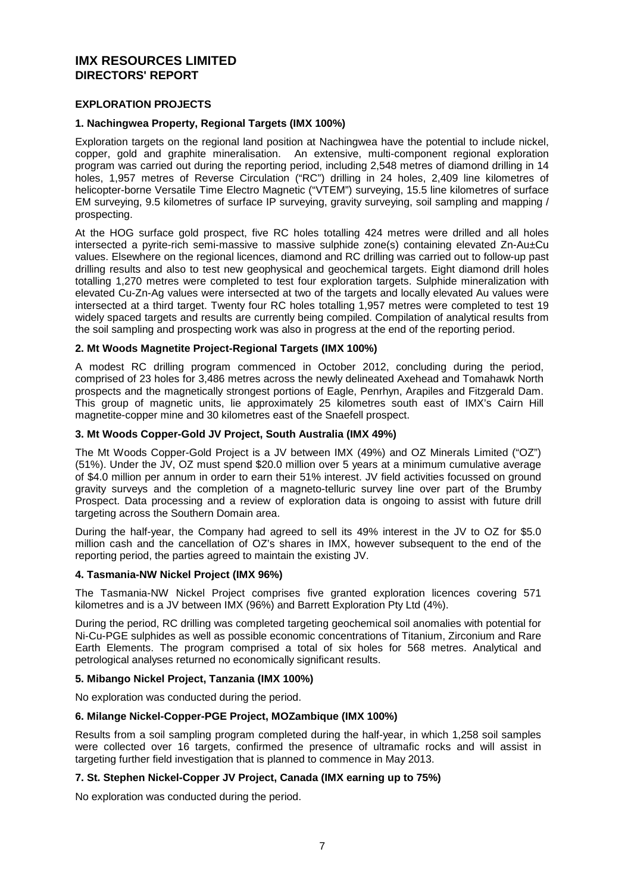# IMX RESOURCES LIMITED
## DIRECTORS' REPORT

### EXPLORATION PROJECTS

#### 1. Nachingwea Property, Regional Targets (IMX 100%)

Exploration targets on the regional land position at Nachingwea have the potential to include nickel, copper, gold and graphite mineralisation. An extensive, multi-component regional exploration program was carried out during the reporting period, including 2,548 metres of diamond drilling in 14 holes, 1,957 metres of Reverse Circulation ("RC") drilling in 24 holes, 2,409 line kilometres of helicopter-borne Versatile Time Electro Magnetic ("VTEM") surveying, 15.5 line kilometres of surface EM surveying, 9.5 kilometres of surface IP surveying, gravity surveying, soil sampling and mapping / prospecting.

At the HOG surface gold prospect, five RC holes totalling 424 metres were drilled and all holes intersected a pyrite-rich semi-massive to massive sulphide zone(s) containing elevated Zn-Au±Cu values. Elsewhere on the regional licences, diamond and RC drilling was carried out to follow-up past drilling results and also to test new geophysical and geochemical targets. Eight diamond drill holes totalling 1,270 metres were completed to test four exploration targets. Sulphide mineralization with elevated Cu-Zn-Ag values were intersected at two of the targets and locally elevated Au values were intersected at a third target. Twenty four RC holes totalling 1,957 metres were completed to test 19 widely spaced targets and results are currently being compiled. Compilation of analytical results from the soil sampling and prospecting work was also in progress at the end of the reporting period.

#### 2. Mt Woods Magnetite Project-Regional Targets (IMX 100%)

A modest RC drilling program commenced in October 2012, concluding during the period, comprised of 23 holes for 3,486 metres across the newly delineated Axehead and Tomahawk North prospects and the magnetically strongest portions of Eagle, Penrhyn, Arapiles and Fitzgerald Dam. This group of magnetic units, lie approximately 25 kilometres south east of IMX's Cairn Hill magnetite-copper mine and 30 kilometres east of the Snaefell prospect.

#### 3. Mt Woods Copper-Gold JV Project, South Australia (IMX 49%)

The Mt Woods Copper-Gold Project is a JV between IMX (49%) and OZ Minerals Limited ("OZ") (51%). Under the JV, OZ must spend $20.0 million over 5 years at a minimum cumulative average of $4.0 million per annum in order to earn their 51% interest. JV field activities focussed on ground gravity surveys and the completion of a magneto-telluric survey line over part of the Brumby Prospect. Data processing and a review of exploration data is ongoing to assist with future drill targeting across the Southern Domain area.

During the half-year, the Company had agreed to sell its 49% interest in the JV to OZ for $5.0 million cash and the cancellation of OZ's shares in IMX, however subsequent to the end of the reporting period, the parties agreed to maintain the existing JV.

#### 4. Tasmania-NW Nickel Project (IMX 96%)

The Tasmania-NW Nickel Project comprises five granted exploration licences covering 571 kilometres and is a JV between IMX (96%) and Barrett Exploration Pty Ltd (4%).

During the period, RC drilling was completed targeting geochemical soil anomalies with potential for Ni-Cu-PGE sulphides as well as possible economic concentrations of Titanium, Zirconium and Rare Earth Elements. The program comprised a total of six holes for 568 metres. Analytical and petrological analyses returned no economically significant results.

#### 5. Mibango Nickel Project, Tanzania (IMX 100%)

No exploration was conducted during the period.

#### 6. Milange Nickel-Copper-PGE Project, MOZambique (IMX 100%)

Results from a soil sampling program completed during the half-year, in which 1,258 soil samples were collected over 16 targets, confirmed the presence of ultramafic rocks and will assist in targeting further field investigation that is planned to commence in May 2013.

#### 7. St. Stephen Nickel-Copper JV Project, Canada (IMX earning up to 75%)

No exploration was conducted during the period.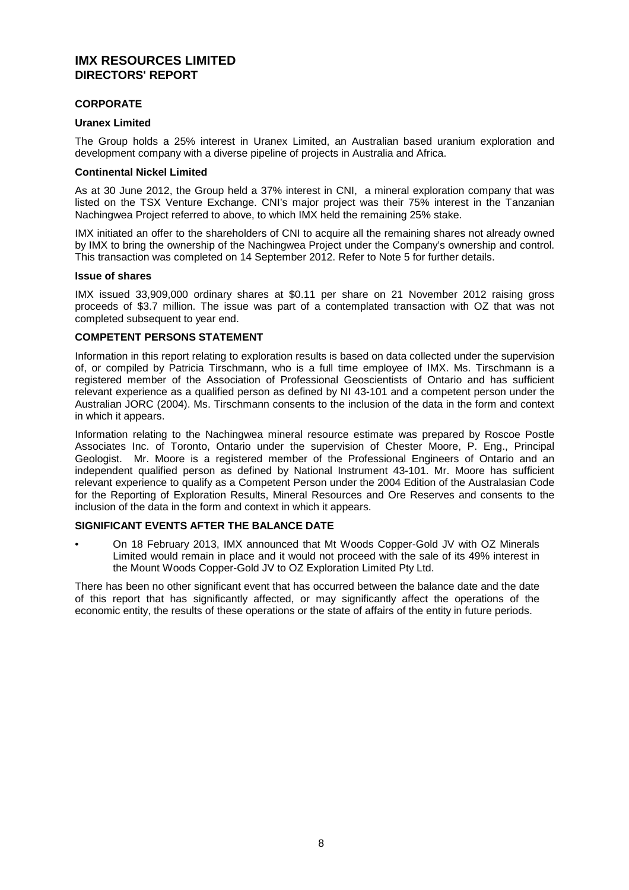# IMX RESOURCES LIMITED
## DIRECTORS' REPORT

### CORPORATE

**Uranex Limited**

The Group holds a 25% interest in Uranex Limited, an Australian based uranium exploration and development company with a diverse pipeline of projects in Australia and Africa.

**Continental Nickel Limited**

As at 30 June 2012, the Group held a 37% interest in CNI, a mineral exploration company that was listed on the TSX Venture Exchange. CNI's major project was their 75% interest in the Tanzanian Nachingwea Project referred to above, to which IMX held the remaining 25% stake.

IMX initiated an offer to the shareholders of CNI to acquire all the remaining shares not already owned by IMX to bring the ownership of the Nachingwea Project under the Company's ownership and control. This transaction was completed on 14 September 2012. Refer to Note 5 for further details.

**Issue of shares**

IMX issued 33,909,000 ordinary shares at $0.11 per share on 21 November 2012 raising gross proceeds of $3.7 million. The issue was part of a contemplated transaction with OZ that was not completed subsequent to year end.

### COMPETENT PERSONS STATEMENT

Information in this report relating to exploration results is based on data collected under the supervision of, or compiled by Patricia Tirschmann, who is a full time employee of IMX. Ms. Tirschmann is a registered member of the Association of Professional Geoscientists of Ontario and has sufficient relevant experience as a qualified person as defined by NI 43-101 and a competent person under the Australian JORC (2004). Ms. Tirschmann consents to the inclusion of the data in the form and context in which it appears.

Information relating to the Nachingwea mineral resource estimate was prepared by Roscoe Postle Associates Inc. of Toronto, Ontario under the supervision of Chester Moore, P. Eng., Principal Geologist. Mr. Moore is a registered member of the Professional Engineers of Ontario and an independent qualified person as defined by National Instrument 43-101. Mr. Moore has sufficient relevant experience to qualify as a Competent Person under the 2004 Edition of the Australasian Code for the Reporting of Exploration Results, Mineral Resources and Ore Reserves and consents to the inclusion of the data in the form and context in which it appears.

### SIGNIFICANT EVENTS AFTER THE BALANCE DATE

- On 18 February 2013, IMX announced that Mt Woods Copper-Gold JV with OZ Minerals Limited would remain in place and it would not proceed with the sale of its 49% interest in the Mount Woods Copper-Gold JV to OZ Exploration Limited Pty Ltd.

There has been no other significant event that has occurred between the balance date and the date of this report that has significantly affected, or may significantly affect the operations of the economic entity, the results of these operations or the state of affairs of the entity in future periods.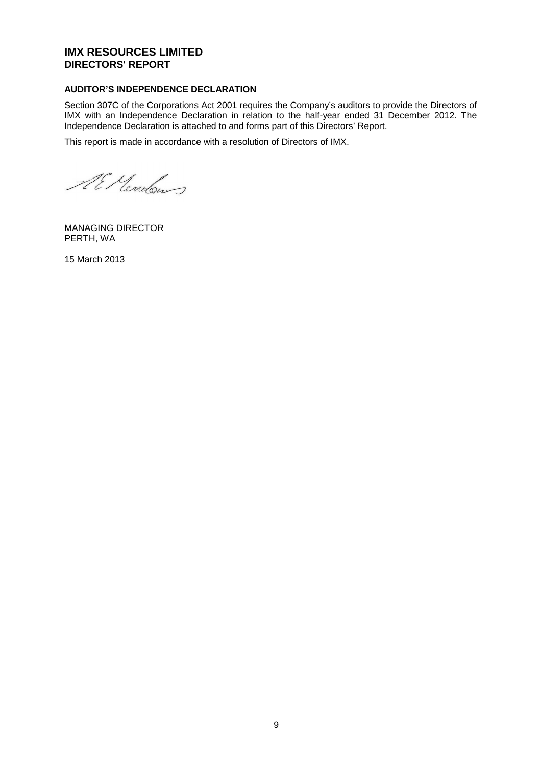# IMX RESOURCES LIMITED
## DIRECTORS' REPORT

**AUDITOR'S INDEPENDENCE DECLARATION**

Section 307C of the Corporations Act 2001 requires the Company's auditors to provide the Directors of IMX with an Independence Declaration in relation to the half-year ended 31 December 2012. The Independence Declaration is attached to and forms part of this Directors' Report.

This report is made in accordance with a resolution of Directors of IMX.

MANAGING DIRECTOR
PERTH, WA

15 March 2013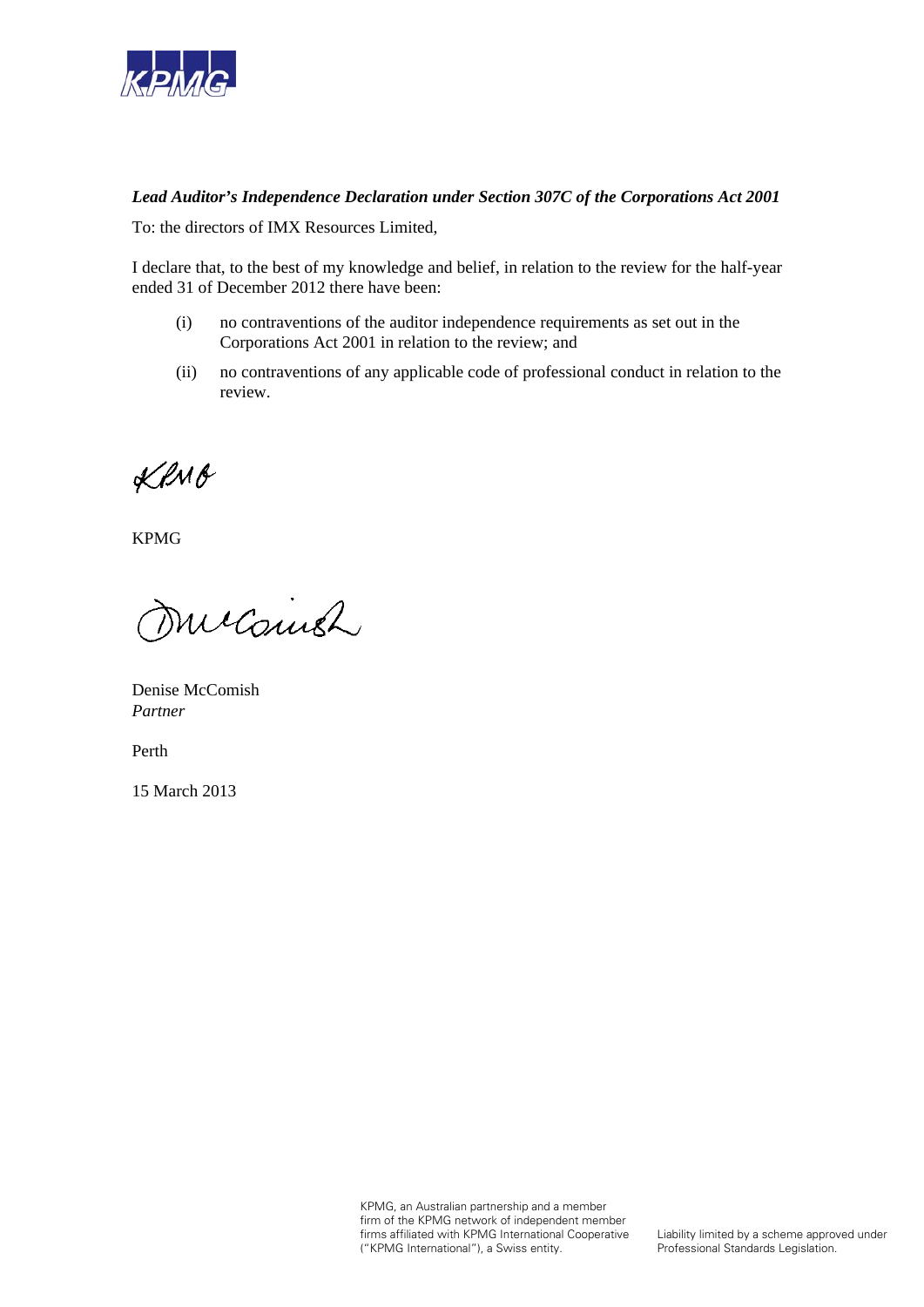***Lead Auditor's Independence Declaration under Section 307C of the Corporations Act 2001***

To: the directors of IMX Resources Limited,

I declare that, to the best of my knowledge and belief, in relation to the review for the half-year ended 31 of December 2012 there have been:

(i) no contraventions of the auditor independence requirements as set out in the Corporations Act 2001 in relation to the review; and

(ii) no contraventions of any applicable code of professional conduct in relation to the review.

KPMG

Denise McComish
*Partner*

Perth

15 March 2013

KPMG, an Australian partnership and a member firm of the KPMG network of independent member firms affiliated with KPMG International Cooperative ("KPMG International"), a Swiss entity.

Liability limited by a scheme approved under Professional Standards Legislation.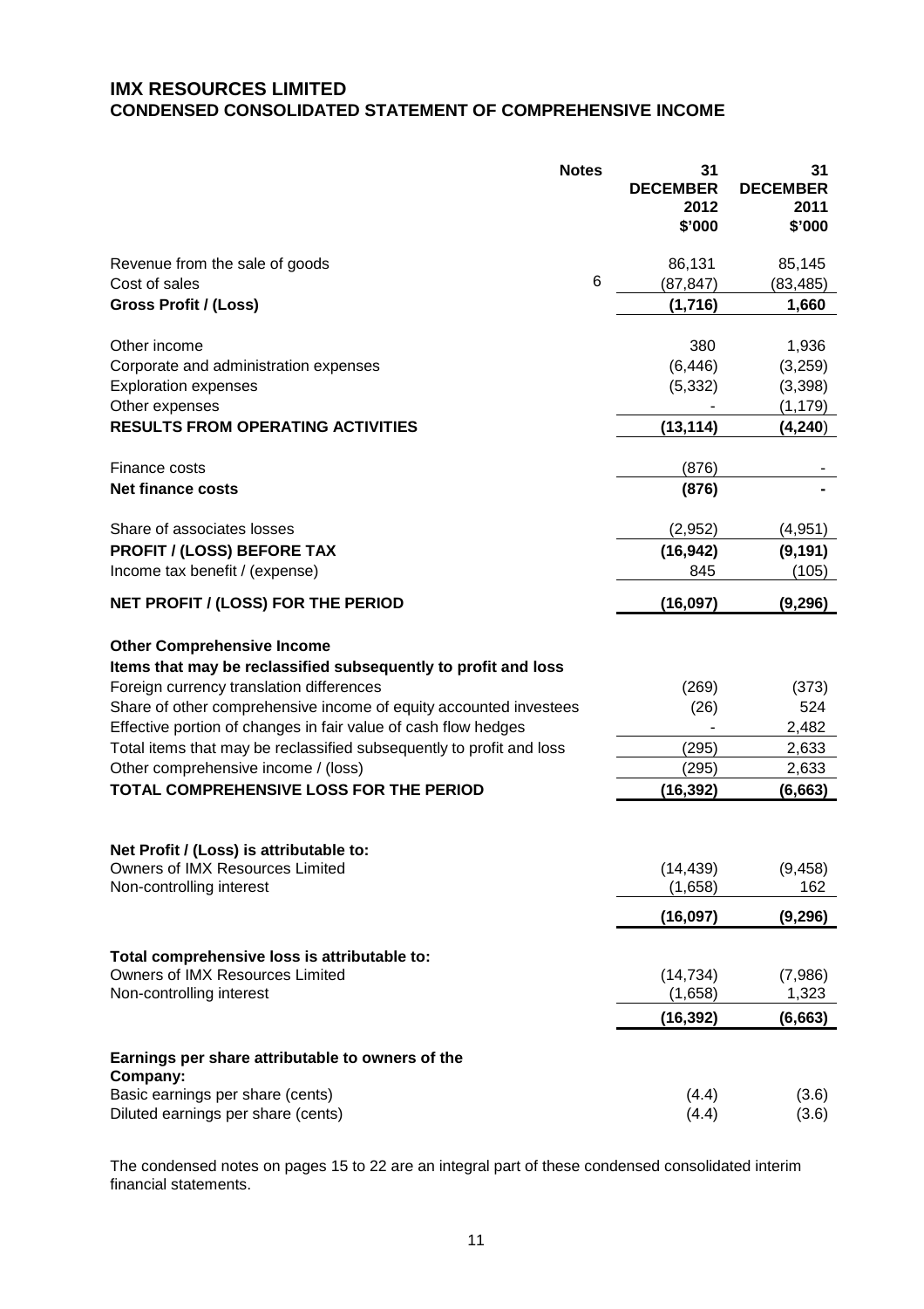# IMX RESOURCES LIMITED
## CONDENSED CONSOLIDATED STATEMENT OF COMPREHENSIVE INCOME

| | Notes | 31 DECEMBER 2012 $'000 | 31 DECEMBER 2011 $'000 |
|---|---|---|---|
| Revenue from the sale of goods | | 86,131 | 85,145 |
| Cost of sales | 6 | (87,847) | (83,485) |
| **Gross Profit / (Loss)** | | **(1,716)** | **1,660** |
| Other income | | 380 | 1,936 |
| Corporate and administration expenses | | (6,446) | (3,259) |
| Exploration expenses | | (5,332) | (3,398) |
| Other expenses | | - | (1,179) |
| **RESULTS FROM OPERATING ACTIVITIES** | | **(13,114)** | **(4,240)** |
| Finance costs | | (876) | - |
| **Net finance costs** | | **(876)** | **-** |
| Share of associates losses | | (2,952) | (4,951) |
| **PROFIT / (LOSS) BEFORE TAX** | | **(16,942)** | **(9,191)** |
| Income tax benefit / (expense) | | 845 | (105) |
| **NET PROFIT / (LOSS) FOR THE PERIOD** | | **(16,097)** | **(9,296)** |
| **Other Comprehensive Income** | | | |
| **Items that may be reclassified subsequently to profit and loss** | | | |
| Foreign currency translation differences | | (269) | (373) |
| Share of other comprehensive income of equity accounted investees | | (26) | 524 |
| Effective portion of changes in fair value of cash flow hedges | | - | 2,482 |
| Total items that may be reclassified subsequently to profit and loss | | (295) | 2,633 |
| Other comprehensive income / (loss) | | (295) | 2,633 |
| **TOTAL COMPREHENSIVE LOSS FOR THE PERIOD** | | **(16,392)** | **(6,663)** |
| **Net Profit / (Loss) is attributable to:** | | | |
| Owners of IMX Resources Limited | | (14,439) | (9,458) |
| Non-controlling interest | | (1,658) | 162 |
| | | **(16,097)** | **(9,296)** |
| **Total comprehensive loss is attributable to:** | | | |
| Owners of IMX Resources Limited | | (14,734) | (7,986) |
| Non-controlling interest | | (1,658) | 1,323 |
| | | **(16,392)** | **(6,663)** |
| **Earnings per share attributable to owners of the Company:** | | | |
| Basic earnings per share (cents) | | (4.4) | (3.6) |
| Diluted earnings per share (cents) | | (4.4) | (3.6) |

The condensed notes on pages 15 to 22 are an integral part of these condensed consolidated interim financial statements.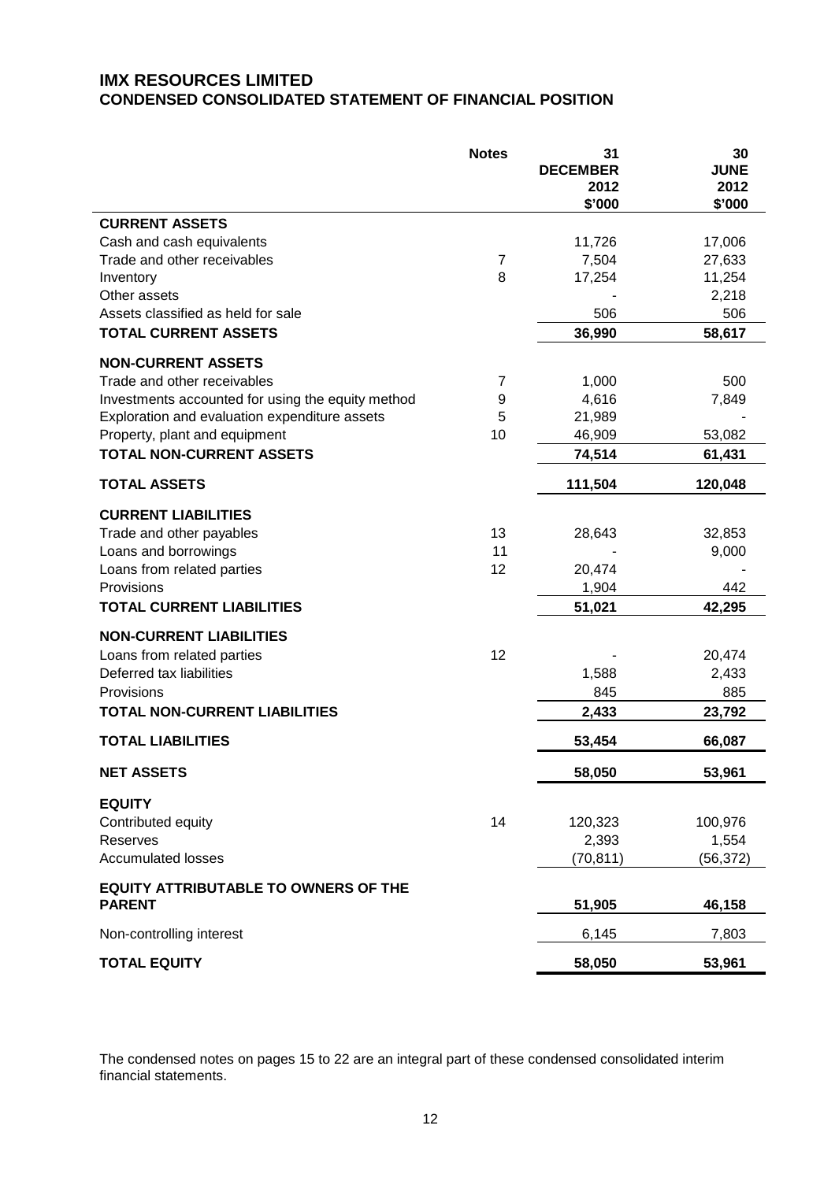# IMX RESOURCES LIMITED

## CONDENSED CONSOLIDATED STATEMENT OF FINANCIAL POSITION

| | Notes | 31 DECEMBER 2012 $'000 | 30 JUNE 2012 $'000 |
|---|---|---|---|
| **CURRENT ASSETS** | | | |
| Cash and cash equivalents | | 11,726 | 17,006 |
| Trade and other receivables | 7 | 7,504 | 27,633 |
| Inventory | 8 | 17,254 | 11,254 |
| Other assets | | - | 2,218 |
| Assets classified as held for sale | | 506 | 506 |
| **TOTAL CURRENT ASSETS** | | **36,990** | **58,617** |
| **NON-CURRENT ASSETS** | | | |
| Trade and other receivables | 7 | 1,000 | 500 |
| Investments accounted for using the equity method | 9 | 4,616 | 7,849 |
| Exploration and evaluation expenditure assets | 5 | 21,989 | - |
| Property, plant and equipment | 10 | 46,909 | 53,082 |
| **TOTAL NON-CURRENT ASSETS** | | **74,514** | **61,431** |
| **TOTAL ASSETS** | | **111,504** | **120,048** |
| **CURRENT LIABILITIES** | | | |
| Trade and other payables | 13 | 28,643 | 32,853 |
| Loans and borrowings | 11 | - | 9,000 |
| Loans from related parties | 12 | 20,474 | - |
| Provisions | | 1,904 | 442 |
| **TOTAL CURRENT LIABILITIES** | | **51,021** | **42,295** |
| **NON-CURRENT LIABILITIES** | | | |
| Loans from related parties | 12 | - | 20,474 |
| Deferred tax liabilities | | 1,588 | 2,433 |
| Provisions | | 845 | 885 |
| **TOTAL NON-CURRENT LIABILITIES** | | **2,433** | **23,792** |
| **TOTAL LIABILITIES** | | **53,454** | **66,087** |
| **NET ASSETS** | | **58,050** | **53,961** |
| **EQUITY** | | | |
| Contributed equity | 14 | 120,323 | 100,976 |
| Reserves | | 2,393 | 1,554 |
| Accumulated losses | | (70,811) | (56,372) |
| **EQUITY ATTRIBUTABLE TO OWNERS OF THE PARENT** | | **51,905** | **46,158** |
| Non-controlling interest | | 6,145 | 7,803 |
| **TOTAL EQUITY** | | **58,050** | **53,961** |

The condensed notes on pages 15 to 22 are an integral part of these condensed consolidated interim financial statements.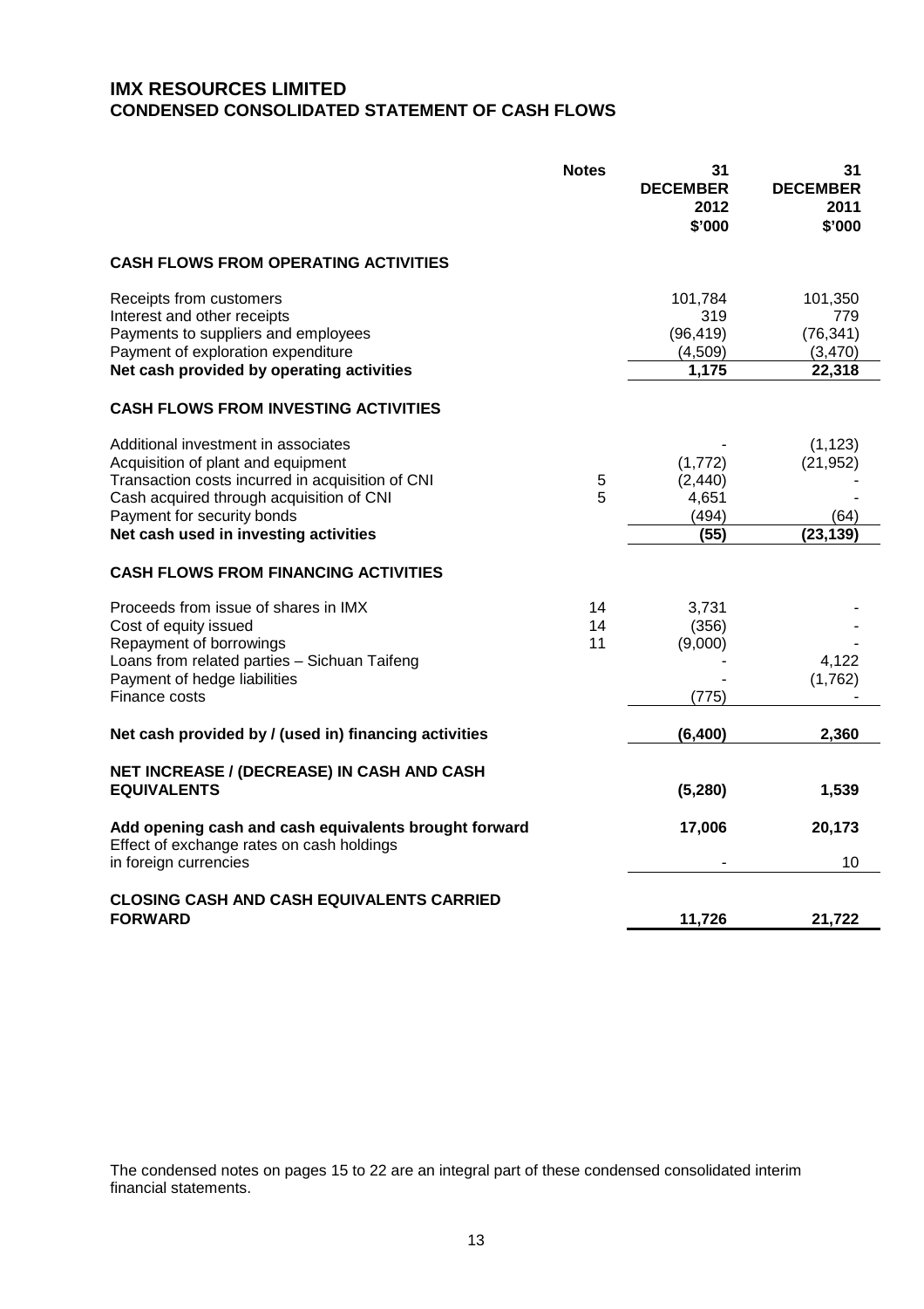# IMX RESOURCES LIMITED
## CONDENSED CONSOLIDATED STATEMENT OF CASH FLOWS

| | Notes | 31 DECEMBER 2012 \$'000 | 31 DECEMBER 2011 \$'000 |
|---|---|---|---|
| **CASH FLOWS FROM OPERATING ACTIVITIES** | | | |
| Receipts from customers | | 101,784 | 101,350 |
| Interest and other receipts | | 319 | 779 |
| Payments to suppliers and employees | | (96,419) | (76,341) |
| Payment of exploration expenditure | | (4,509) | (3,470) |
| **Net cash provided by operating activities** | | **1,175** | **22,318** |
| **CASH FLOWS FROM INVESTING ACTIVITIES** | | | |
| Additional investment in associates | | - | (1,123) |
| Acquisition of plant and equipment | | (1,772) | (21,952) |
| Transaction costs incurred in acquisition of CNI | 5 | (2,440) | - |
| Cash acquired through acquisition of CNI | 5 | 4,651 | - |
| Payment for security bonds | | (494) | (64) |
| **Net cash used in investing activities** | | **(55)** | **(23,139)** |
| **CASH FLOWS FROM FINANCING ACTIVITIES** | | | |
| Proceeds from issue of shares in IMX | 14 | 3,731 | - |
| Cost of equity issued | 14 | (356) | - |
| Repayment of borrowings | 11 | (9,000) | - |
| Loans from related parties – Sichuan Taifeng | | - | 4,122 |
| Payment of hedge liabilities | | - | (1,762) |
| Finance costs | | (775) | - |
| **Net cash provided by / (used in) financing activities** | | **(6,400)** | **2,360** |
| **NET INCREASE / (DECREASE) IN CASH AND CASH EQUIVALENTS** | | **(5,280)** | **1,539** |
| **Add opening cash and cash equivalents brought forward** | | **17,006** | **20,173** |
| Effect of exchange rates on cash holdings in foreign currencies | | - | 10 |
| **CLOSING CASH AND CASH EQUIVALENTS CARRIED FORWARD** | | **11,726** | **21,722** |

The condensed notes on pages 15 to 22 are an integral part of these condensed consolidated interim financial statements.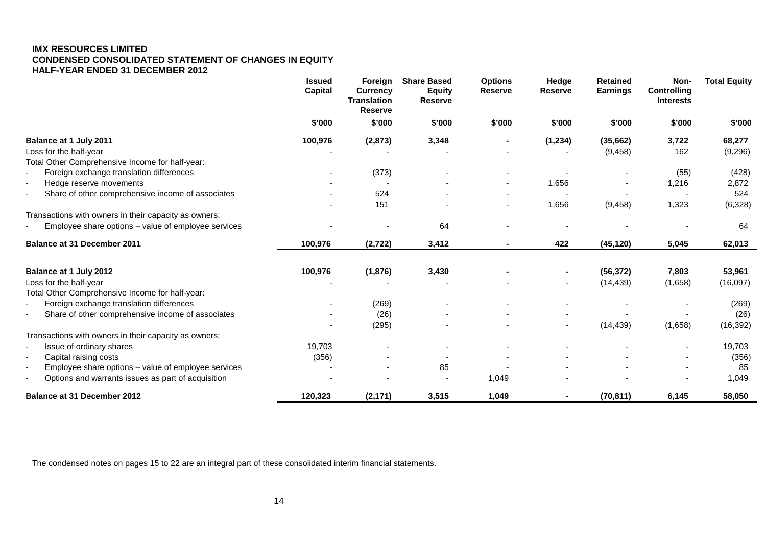**IMX RESOURCES LIMITED**
**CONDENSED CONSOLIDATED STATEMENT OF CHANGES IN EQUITY**
**HALF-YEAR ENDED 31 DECEMBER 2012**

| | Issued Capital | Foreign Currency Translation Reserve | Share Based Equity Reserve | Options Reserve | Hedge Reserve | Retained Earnings | Non-Controlling Interests | Total Equity |
|---|---|---|---|---|---|---|---|---|
| | $'000 | $'000 | $'000 | $'000 | $'000 | $'000 | $'000 | $'000 |
| **Balance at 1 July 2011** | **100,976** | **(2,873)** | **3,348** | **-** | **(1,234)** | **(35,662)** | **3,722** | **68,277** |
| Loss for the half-year | - | - | - | - | - | (9,458) | 162 | (9,296) |
| Total Other Comprehensive Income for half-year: | | | | | | | | |
| - Foreign exchange translation differences | - | (373) | - | - | - | - | (55) | (428) |
| - Hedge reserve movements | - | - | - | - | 1,656 | - | 1,216 | 2,872 |
| - Share of other comprehensive income of associates | - | 524 | - | - | - | - | - | 524 |
| | - | 151 | - | - | 1,656 | (9,458) | 1,323 | (6,328) |
| Transactions with owners in their capacity as owners: | | | | | | | | |
| - Employee share options – value of employee services | - | - | 64 | - | - | - | - | 64 |
| **Balance at 31 December 2011** | **100,976** | **(2,722)** | **3,412** | **-** | **422** | **(45,120)** | **5,045** | **62,013** |
| | | | | | | | | |
| **Balance at 1 July 2012** | **100,976** | **(1,876)** | **3,430** | **-** | **-** | **(56,372)** | **7,803** | **53,961** |
| Loss for the half-year | - | - | - | - | - | (14,439) | (1,658) | (16,097) |
| Total Other Comprehensive Income for half-year: | | | | | | | | |
| - Foreign exchange translation differences | - | (269) | - | - | - | - | - | (269) |
| - Share of other comprehensive income of associates | - | (26) | - | - | - | - | - | (26) |
| | - | (295) | - | - | - | (14,439) | (1,658) | (16,392) |
| Transactions with owners in their capacity as owners: | | | | | | | | |
| - Issue of ordinary shares | 19,703 | - | - | - | - | - | - | 19,703 |
| - Capital raising costs | (356) | - | - | - | - | - | - | (356) |
| - Employee share options – value of employee services | - | - | 85 | - | - | - | - | 85 |
| - Options and warrants issues as part of acquisition | - | - | - | 1,049 | - | - | - | 1,049 |
| **Balance at 31 December 2012** | **120,323** | **(2,171)** | **3,515** | **1,049** | **-** | **(70,811)** | **6,145** | **58,050** |

The condensed notes on pages 15 to 22 are an integral part of these consolidated interim financial statements.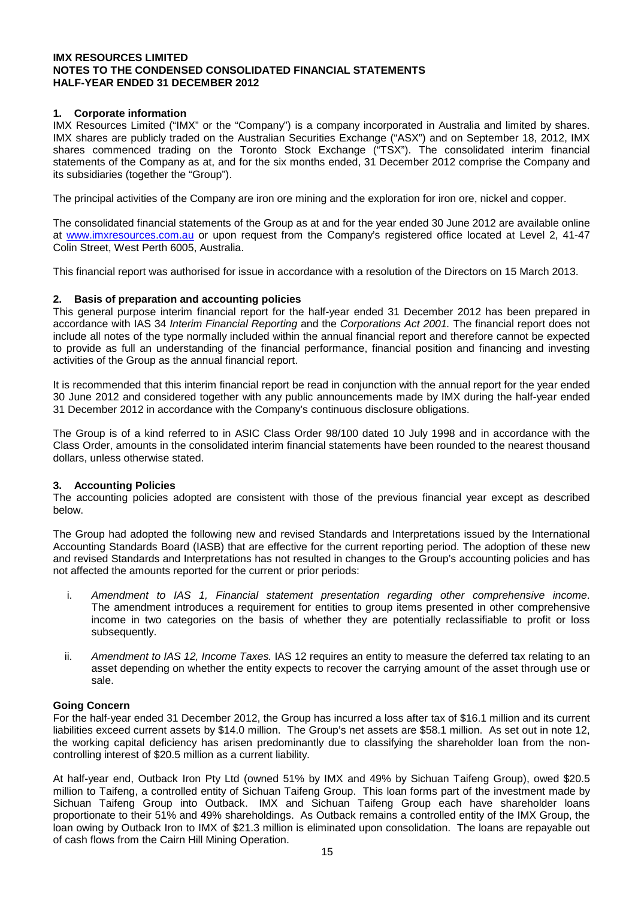**IMX RESOURCES LIMITED**
**NOTES TO THE CONDENSED CONSOLIDATED FINANCIAL STATEMENTS**
**HALF-YEAR ENDED 31 DECEMBER 2012**

## 1. Corporate information

IMX Resources Limited ("IMX" or the "Company") is a company incorporated in Australia and limited by shares. IMX shares are publicly traded on the Australian Securities Exchange ("ASX") and on September 18, 2012, IMX shares commenced trading on the Toronto Stock Exchange ("TSX"). The consolidated interim financial statements of the Company as at, and for the six months ended, 31 December 2012 comprise the Company and its subsidiaries (together the "Group").

The principal activities of the Company are iron ore mining and the exploration for iron ore, nickel and copper.

The consolidated financial statements of the Group as at and for the year ended 30 June 2012 are available online at www.imxresources.com.au or upon request from the Company's registered office located at Level 2, 41-47 Colin Street, West Perth 6005, Australia.

This financial report was authorised for issue in accordance with a resolution of the Directors on 15 March 2013.

## 2. Basis of preparation and accounting policies

This general purpose interim financial report for the half-year ended 31 December 2012 has been prepared in accordance with IAS 34 *Interim Financial Reporting* and the *Corporations Act 2001.* The financial report does not include all notes of the type normally included within the annual financial report and therefore cannot be expected to provide as full an understanding of the financial performance, financial position and financing and investing activities of the Group as the annual financial report.

It is recommended that this interim financial report be read in conjunction with the annual report for the year ended 30 June 2012 and considered together with any public announcements made by IMX during the half-year ended 31 December 2012 in accordance with the Company's continuous disclosure obligations.

The Group is of a kind referred to in ASIC Class Order 98/100 dated 10 July 1998 and in accordance with the Class Order, amounts in the consolidated interim financial statements have been rounded to the nearest thousand dollars, unless otherwise stated.

## 3. Accounting Policies

The accounting policies adopted are consistent with those of the previous financial year except as described below.

The Group had adopted the following new and revised Standards and Interpretations issued by the International Accounting Standards Board (IASB) that are effective for the current reporting period. The adoption of these new and revised Standards and Interpretations has not resulted in changes to the Group's accounting policies and has not affected the amounts reported for the current or prior periods:

i. *Amendment to IAS 1, Financial statement presentation regarding other comprehensive income*. The amendment introduces a requirement for entities to group items presented in other comprehensive income in two categories on the basis of whether they are potentially reclassifiable to profit or loss subsequently.

ii. *Amendment to IAS 12, Income Taxes.* IAS 12 requires an entity to measure the deferred tax relating to an asset depending on whether the entity expects to recover the carrying amount of the asset through use or sale.

### Going Concern

For the half-year ended 31 December 2012, the Group has incurred a loss after tax of $16.1 million and its current liabilities exceed current assets by $14.0 million. The Group's net assets are $58.1 million. As set out in note 12, the working capital deficiency has arisen predominantly due to classifying the shareholder loan from the non-controlling interest of $20.5 million as a current liability.

At half-year end, Outback Iron Pty Ltd (owned 51% by IMX and 49% by Sichuan Taifeng Group), owed $20.5 million to Taifeng, a controlled entity of Sichuan Taifeng Group. This loan forms part of the investment made by Sichuan Taifeng Group into Outback. IMX and Sichuan Taifeng Group each have shareholder loans proportionate to their 51% and 49% shareholdings. As Outback remains a controlled entity of the IMX Group, the loan owing by Outback Iron to IMX of $21.3 million is eliminated upon consolidation. The loans are repayable out of cash flows from the Cairn Hill Mining Operation.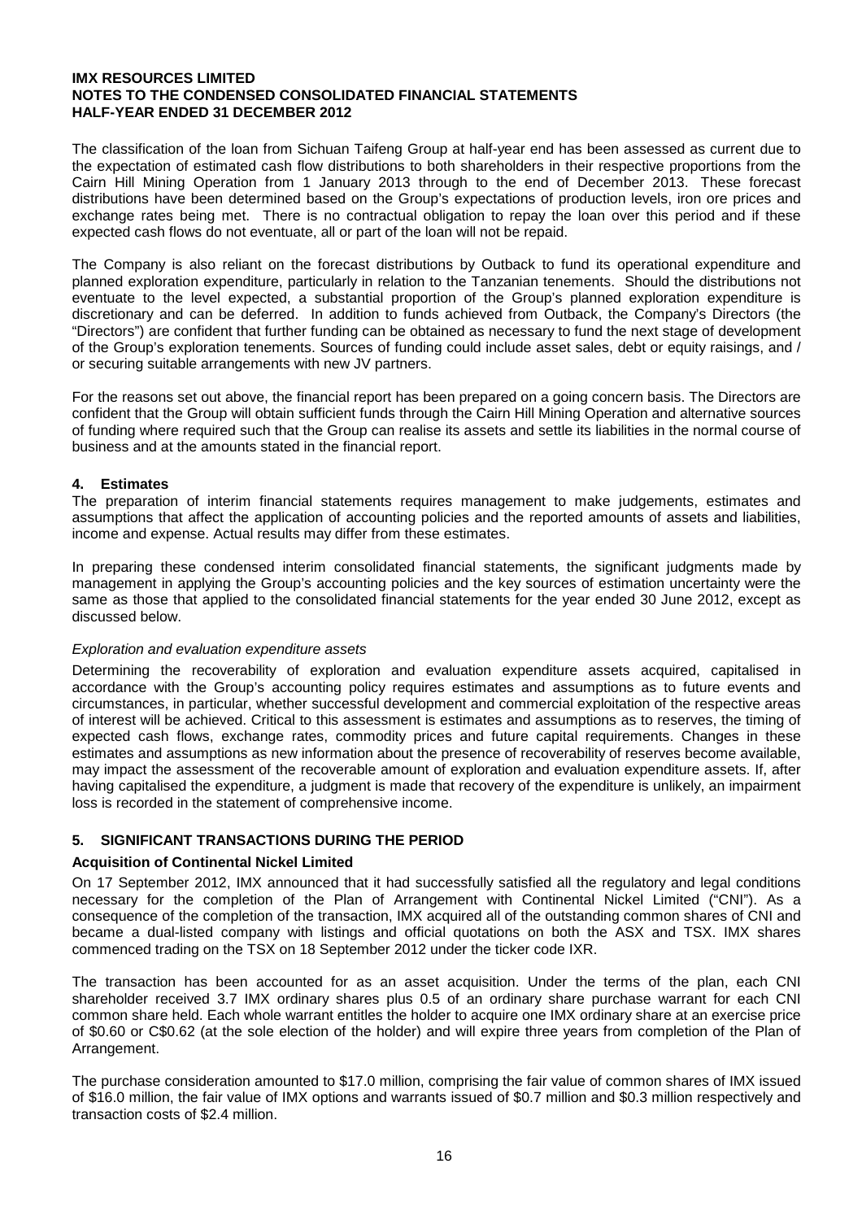The classification of the loan from Sichuan Taifeng Group at half-year end has been assessed as current due to the expectation of estimated cash flow distributions to both shareholders in their respective proportions from the Cairn Hill Mining Operation from 1 January 2013 through to the end of December 2013. These forecast distributions have been determined based on the Group's expectations of production levels, iron ore prices and exchange rates being met. There is no contractual obligation to repay the loan over this period and if these expected cash flows do not eventuate, all or part of the loan will not be repaid.

The Company is also reliant on the forecast distributions by Outback to fund its operational expenditure and planned exploration expenditure, particularly in relation to the Tanzanian tenements. Should the distributions not eventuate to the level expected, a substantial proportion of the Group's planned exploration expenditure is discretionary and can be deferred. In addition to funds achieved from Outback, the Company's Directors (the "Directors") are confident that further funding can be obtained as necessary to fund the next stage of development of the Group's exploration tenements. Sources of funding could include asset sales, debt or equity raisings, and / or securing suitable arrangements with new JV partners.

For the reasons set out above, the financial report has been prepared on a going concern basis. The Directors are confident that the Group will obtain sufficient funds through the Cairn Hill Mining Operation and alternative sources of funding where required such that the Group can realise its assets and settle its liabilities in the normal course of business and at the amounts stated in the financial report.

## 4. Estimates

The preparation of interim financial statements requires management to make judgements, estimates and assumptions that affect the application of accounting policies and the reported amounts of assets and liabilities, income and expense. Actual results may differ from these estimates.

In preparing these condensed interim consolidated financial statements, the significant judgments made by management in applying the Group's accounting policies and the key sources of estimation uncertainty were the same as those that applied to the consolidated financial statements for the year ended 30 June 2012, except as discussed below.

*Exploration and evaluation expenditure assets*

Determining the recoverability of exploration and evaluation expenditure assets acquired, capitalised in accordance with the Group's accounting policy requires estimates and assumptions as to future events and circumstances, in particular, whether successful development and commercial exploitation of the respective areas of interest will be achieved. Critical to this assessment is estimates and assumptions as to reserves, the timing of expected cash flows, exchange rates, commodity prices and future capital requirements. Changes in these estimates and assumptions as new information about the presence of recoverability of reserves become available, may impact the assessment of the recoverable amount of exploration and evaluation expenditure assets. If, after having capitalised the expenditure, a judgment is made that recovery of the expenditure is unlikely, an impairment loss is recorded in the statement of comprehensive income.

## 5. SIGNIFICANT TRANSACTIONS DURING THE PERIOD

**Acquisition of Continental Nickel Limited**

On 17 September 2012, IMX announced that it had successfully satisfied all the regulatory and legal conditions necessary for the completion of the Plan of Arrangement with Continental Nickel Limited ("CNI"). As a consequence of the completion of the transaction, IMX acquired all of the outstanding common shares of CNI and became a dual-listed company with listings and official quotations on both the ASX and TSX. IMX shares commenced trading on the TSX on 18 September 2012 under the ticker code IXR.

The transaction has been accounted for as an asset acquisition. Under the terms of the plan, each CNI shareholder received 3.7 IMX ordinary shares plus 0.5 of an ordinary share purchase warrant for each CNI common share held. Each whole warrant entitles the holder to acquire one IMX ordinary share at an exercise price of $0.60 or C$0.62 (at the sole election of the holder) and will expire three years from completion of the Plan of Arrangement.

The purchase consideration amounted to $17.0 million, comprising the fair value of common shares of IMX issued of $16.0 million, the fair value of IMX options and warrants issued of $0.7 million and $0.3 million respectively and transaction costs of $2.4 million.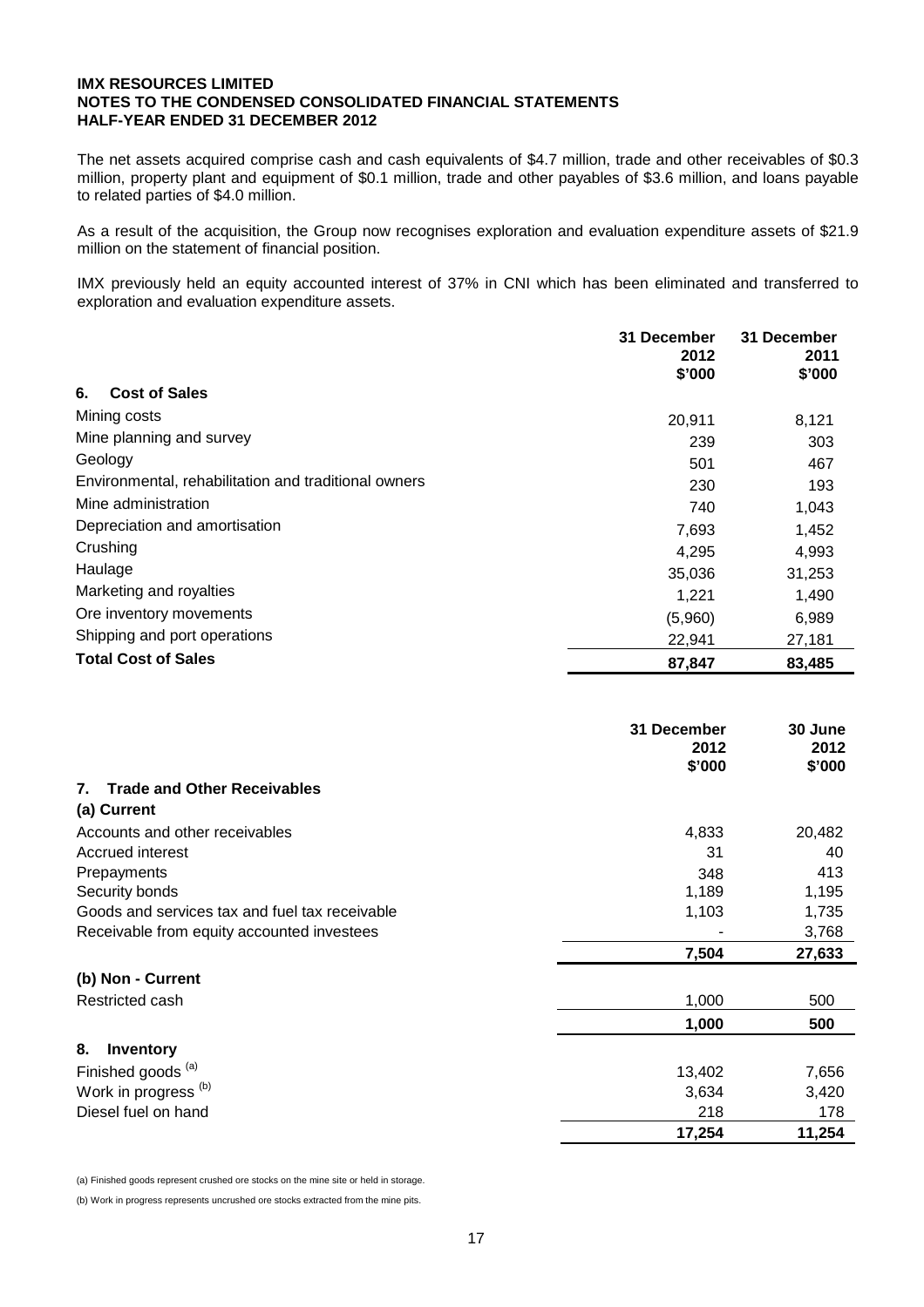**IMX RESOURCES LIMITED**
**NOTES TO THE CONDENSED CONSOLIDATED FINANCIAL STATEMENTS**
**HALF-YEAR ENDED 31 DECEMBER 2012**

The net assets acquired comprise cash and cash equivalents of $4.7 million, trade and other receivables of $0.3 million, property plant and equipment of $0.1 million, trade and other payables of $3.6 million, and loans payable to related parties of $4.0 million.

As a result of the acquisition, the Group now recognises exploration and evaluation expenditure assets of $21.9 million on the statement of financial position.

IMX previously held an equity accounted interest of 37% in CNI which has been eliminated and transferred to exploration and evaluation expenditure assets.

| | 31 December 2012 $'000 | 31 December 2011 $'000 |
|---|---|---|
| **6. Cost of Sales** | | |
| Mining costs | 20,911 | 8,121 |
| Mine planning and survey | 239 | 303 |
| Geology | 501 | 467 |
| Environmental, rehabilitation and traditional owners | 230 | 193 |
| Mine administration | 740 | 1,043 |
| Depreciation and amortisation | 7,693 | 1,452 |
| Crushing | 4,295 | 4,993 |
| Haulage | 35,036 | 31,253 |
| Marketing and royalties | 1,221 | 1,490 |
| Ore inventory movements | (5,960) | 6,989 |
| Shipping and port operations | 22,941 | 27,181 |
| **Total Cost of Sales** | **87,847** | **83,485** |

| | 31 December 2012 $'000 | 30 June 2012 $'000 |
|---|---|---|
| **7. Trade and Other Receivables** | | |
| **(a) Current** | | |
| Accounts and other receivables | 4,833 | 20,482 |
| Accrued interest | 31 | 40 |
| Prepayments | 348 | 413 |
| Security bonds | 1,189 | 1,195 |
| Goods and services tax and fuel tax receivable | 1,103 | 1,735 |
| Receivable from equity accounted investees | - | 3,768 |
| | **7,504** | **27,633** |
| **(b) Non - Current** | | |
| Restricted cash | 1,000 | 500 |
| | **1,000** | **500** |
| **8. Inventory** | | |
| Finished goods [(a)] | 13,402 | 7,656 |
| Work in progress [(b)] | 3,634 | 3,420 |
| Diesel fuel on hand | 218 | 178 |
| | **17,254** | **11,254** |

(a) Finished goods represent crushed ore stocks on the mine site or held in storage.

(b) Work in progress represents uncrushed ore stocks extracted from the mine pits.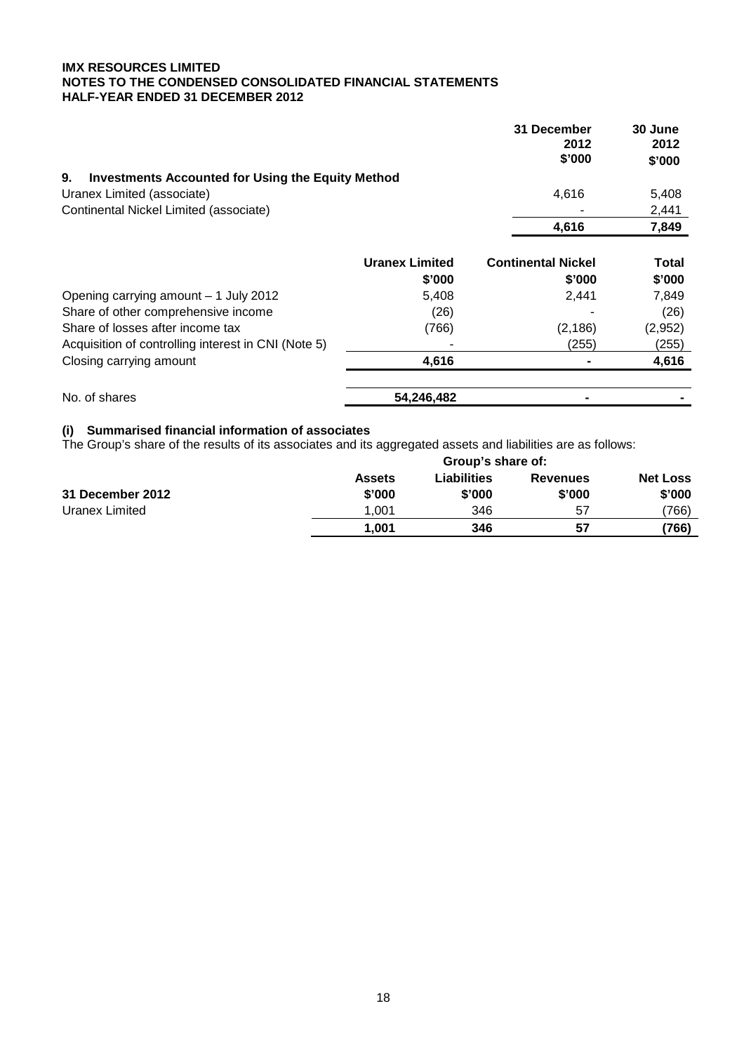**IMX RESOURCES LIMITED**
**NOTES TO THE CONDENSED CONSOLIDATED FINANCIAL STATEMENTS**
**HALF-YEAR ENDED 31 DECEMBER 2012**

| | 31 December 2012 $'000 | 30 June 2012 $'000 |
|---|---|---|
| **9. Investments Accounted for Using the Equity Method** | | |
| Uranex Limited (associate) | 4,616 | 5,408 |
| Continental Nickel Limited (associate) | - | 2,441 |
| | **4,616** | **7,849** |

| | Uranex Limited $'000 | Continental Nickel $'000 | Total $'000 |
|---|---|---|---|
| Opening carrying amount – 1 July 2012 | 5,408 | 2,441 | 7,849 |
| Share of other comprehensive income | (26) | - | (26) |
| Share of losses after income tax | (766) | (2,186) | (2,952) |
| Acquisition of controlling interest in CNI (Note 5) | - | (255) | (255) |
| Closing carrying amount | **4,616** | **-** | **4,616** |
| | | | |
| No. of shares | **54,246,482** | **-** | **-** |

**(i) Summarised financial information of associates**

The Group's share of the results of its associates and its aggregated assets and liabilities are as follows:

| | Group's share of: | | | |
|---|---|---|---|---|
| **31 December 2012** | **Assets $'000** | **Liabilities $'000** | **Revenues $'000** | **Net Loss $'000** |
| Uranex Limited | 1,001 | 346 | 57 | (766) |
| | **1,001** | **346** | **57** | **(766)** |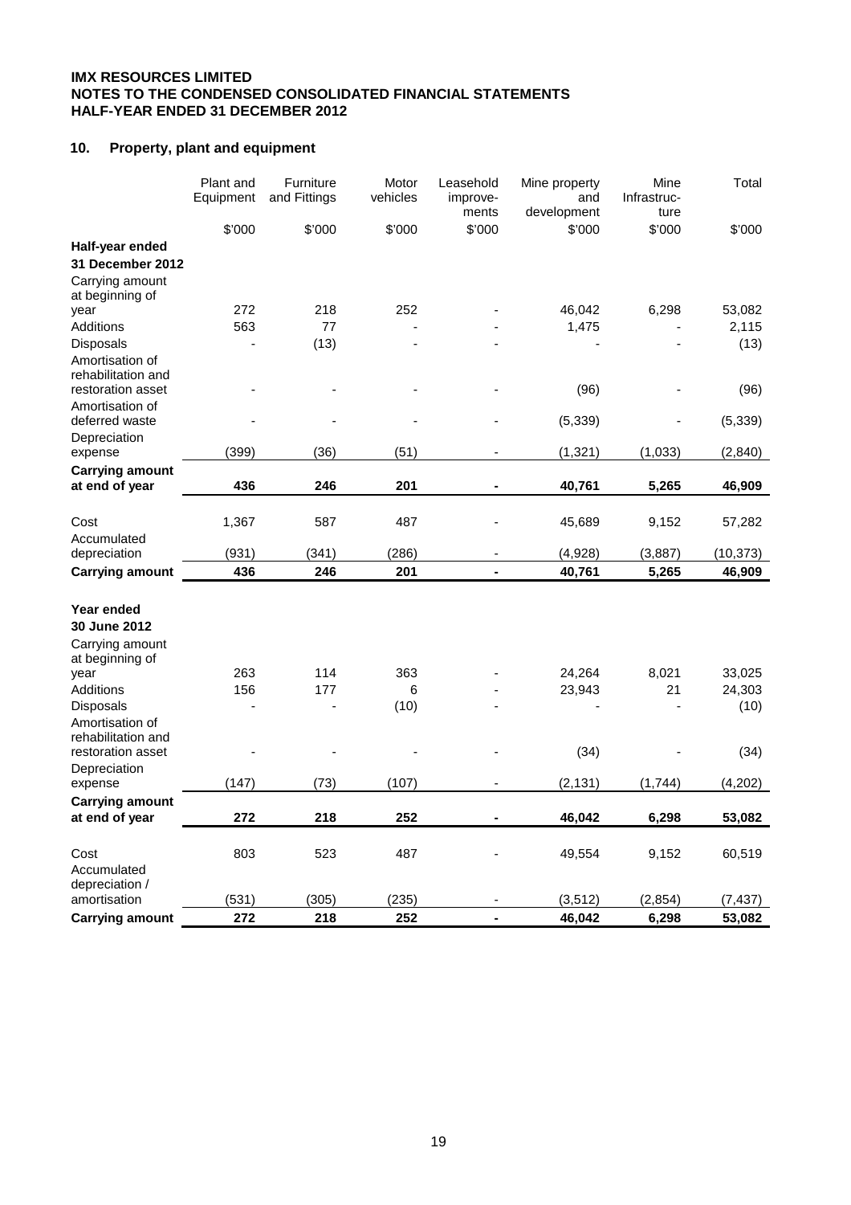**IMX RESOURCES LIMITED**
**NOTES TO THE CONDENSED CONSOLIDATED FINANCIAL STATEMENTS**
**HALF-YEAR ENDED 31 DECEMBER 2012**

## 10. Property, plant and equipment

| | Plant and Equipment | Furniture and Fittings | Motor vehicles | Leasehold improve-ments | Mine property and development | Mine Infrastruc-ture | Total |
|---|---|---|---|---|---|---|---|
| | $'000 | $'000 | $'000 | $'000 | $'000 | $'000 | $'000 |
| **Half-year ended 31 December 2012** | | | | | | | |
| Carrying amount at beginning of year | 272 | 218 | 252 | - | 46,042 | 6,298 | 53,082 |
| Additions | 563 | 77 | - | - | 1,475 | - | 2,115 |
| Disposals | - | (13) | - | - | - | - | (13) |
| Amortisation of rehabilitation and restoration asset | - | - | - | - | (96) | - | (96) |
| Amortisation of deferred waste | - | - | - | - | (5,339) | - | (5,339) |
| Depreciation expense | (399) | (36) | (51) | - | (1,321) | (1,033) | (2,840) |
| **Carrying amount at end of year** | **436** | **246** | **201** | **-** | **40,761** | **5,265** | **46,909** |
| Cost | 1,367 | 587 | 487 | - | 45,689 | 9,152 | 57,282 |
| Accumulated depreciation | (931) | (341) | (286) | - | (4,928) | (3,887) | (10,373) |
| **Carrying amount** | **436** | **246** | **201** | **-** | **40,761** | **5,265** | **46,909** |
| **Year ended 30 June 2012** | | | | | | | |
| Carrying amount at beginning of year | 263 | 114 | 363 | - | 24,264 | 8,021 | 33,025 |
| Additions | 156 | 177 | 6 | - | 23,943 | 21 | 24,303 |
| Disposals | - | - | (10) | - | - | - | (10) |
| Amortisation of rehabilitation and restoration asset | - | - | - | - | (34) | - | (34) |
| Depreciation expense | (147) | (73) | (107) | - | (2,131) | (1,744) | (4,202) |
| **Carrying amount at end of year** | **272** | **218** | **252** | **-** | **46,042** | **6,298** | **53,082** |
| Cost | 803 | 523 | 487 | - | 49,554 | 9,152 | 60,519 |
| Accumulated depreciation / amortisation | (531) | (305) | (235) | - | (3,512) | (2,854) | (7,437) |
| **Carrying amount** | **272** | **218** | **252** | **-** | **46,042** | **6,298** | **53,082** |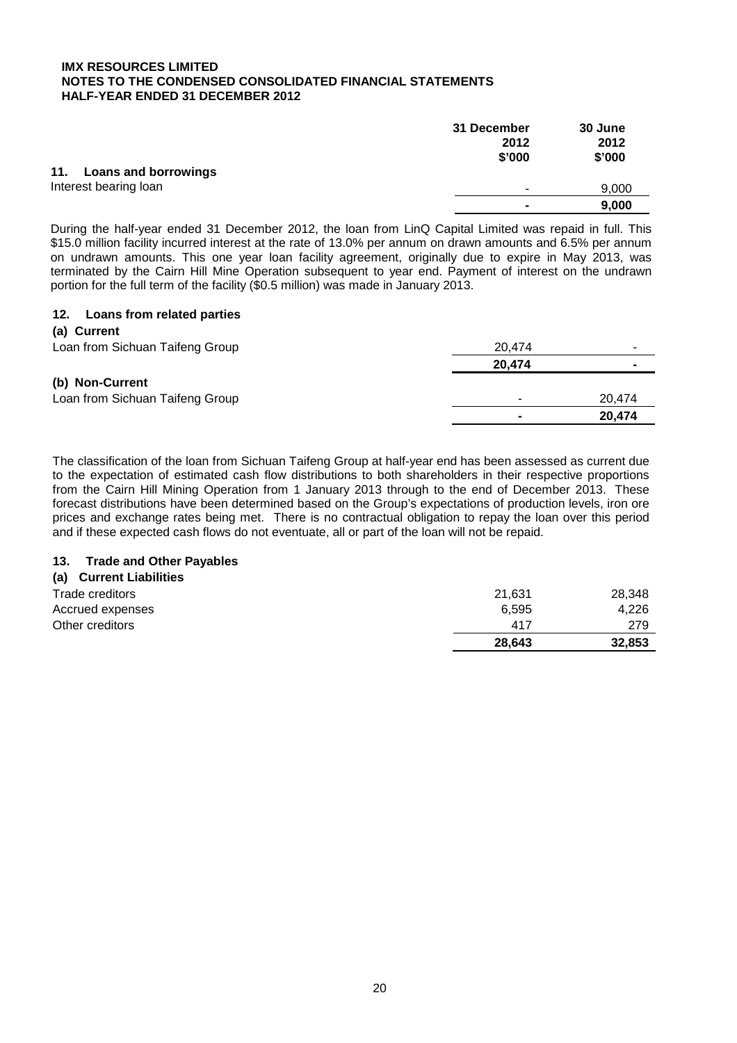**IMX RESOURCES LIMITED**
**NOTES TO THE CONDENSED CONSOLIDATED FINANCIAL STATEMENTS**
**HALF-YEAR ENDED 31 DECEMBER 2012**

| | 31 December 2012 $'000 | 30 June 2012 $'000 |
|---|---|---|
| **11. Loans and borrowings** | | |
| Interest bearing loan | - | 9,000 |
| | **-** | **9,000** |

During the half-year ended 31 December 2012, the loan from LinQ Capital Limited was repaid in full. This $15.0 million facility incurred interest at the rate of 13.0% per annum on drawn amounts and 6.5% per annum on undrawn amounts. This one year loan facility agreement, originally due to expire in May 2013, was terminated by the Cairn Hill Mine Operation subsequent to year end. Payment of interest on the undrawn portion for the full term of the facility ($0.5 million) was made in January 2013.

## 12. Loans from related parties

| | 31 December 2012 $'000 | 30 June 2012 $'000 |
|---|---|---|
| **(a) Current** | | |
| Loan from Sichuan Taifeng Group | 20,474 | - |
| | **20,474** | **-** |
| **(b) Non-Current** | | |
| Loan from Sichuan Taifeng Group | - | 20,474 |
| | **-** | **20,474** |

The classification of the loan from Sichuan Taifeng Group at half-year end has been assessed as current due to the expectation of estimated cash flow distributions to both shareholders in their respective proportions from the Cairn Hill Mining Operation from 1 January 2013 through to the end of December 2013. These forecast distributions have been determined based on the Group's expectations of production levels, iron ore prices and exchange rates being met. There is no contractual obligation to repay the loan over this period and if these expected cash flows do not eventuate, all or part of the loan will not be repaid.

## 13. Trade and Other Payables

| | 31 December 2012 $'000 | 30 June 2012 $'000 |
|---|---|---|
| **(a) Current Liabilities** | | |
| Trade creditors | 21,631 | 28,348 |
| Accrued expenses | 6,595 | 4,226 |
| Other creditors | 417 | 279 |
| | **28,643** | **32,853** |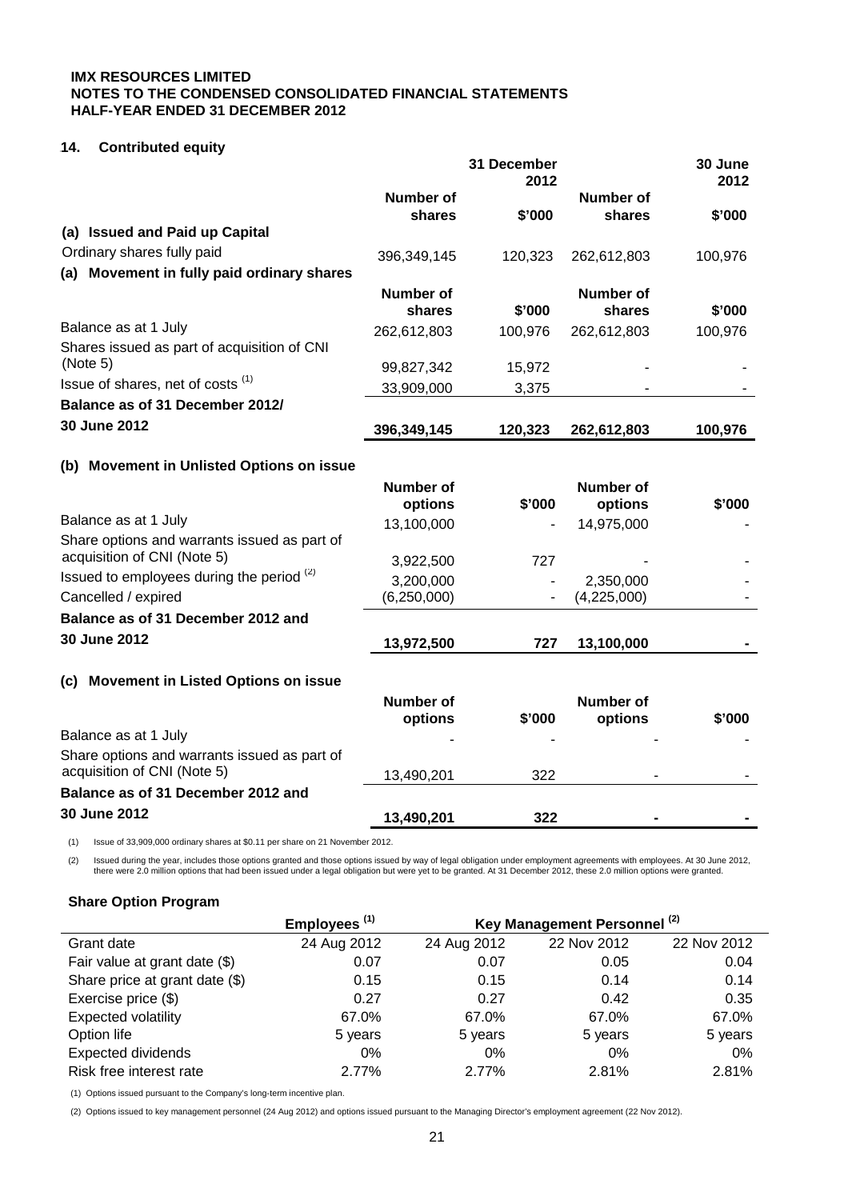**IMX RESOURCES LIMITED**
**NOTES TO THE CONDENSED CONSOLIDATED FINANCIAL STATEMENTS**
**HALF-YEAR ENDED 31 DECEMBER 2012**

## 14. Contributed equity

| | 31 December 2012 | | 30 June 2012 | |
|---|---|---|---|---|
| | **Number of shares** | **\$'000** | **Number of shares** | **\$'000** |
| **(a) Issued and Paid up Capital** | | | | |
| Ordinary shares fully paid | 396,349,145 | 120,323 | 262,612,803 | 100,976 |
| **(a) Movement in fully paid ordinary shares** | | | | |
| | **Number of shares** | **\$'000** | **Number of shares** | **\$'000** |
| Balance as at 1 July | 262,612,803 | 100,976 | 262,612,803 | 100,976 |
| Shares issued as part of acquisition of CNI (Note 5) | 99,827,342 | 15,972 | - | - |
| Issue of shares, net of costs [(1)] | 33,909,000 | 3,375 | - | - |
| **Balance as of 31 December 2012/ 30 June 2012** | **396,349,145** | **120,323** | **262,612,803** | **100,976** |

**(b) Movement in Unlisted Options on issue**

| | **Number of options** | **\$'000** | **Number of options** | **\$'000** |
|---|---|---|---|---|
| Balance as at 1 July | 13,100,000 | - | 14,975,000 | - |
| Share options and warrants issued as part of acquisition of CNI (Note 5) | 3,922,500 | 727 | - | - |
| Issued to employees during the period [(2)] | 3,200,000 | - | 2,350,000 | - |
| Cancelled / expired | (6,250,000) | - | (4,225,000) | - |
| **Balance as of 31 December 2012 and 30 June 2012** | **13,972,500** | **727** | **13,100,000** | **-** |

**(c) Movement in Listed Options on issue**

| | **Number of options** | **\$'000** | **Number of options** | **\$'000** |
|---|---|---|---|---|
| Balance as at 1 July | - | - | - | - |
| Share options and warrants issued as part of acquisition of CNI (Note 5) | 13,490,201 | 322 | - | - |
| **Balance as of 31 December 2012 and 30 June 2012** | **13,490,201** | **322** | **-** | **-** |

(1) Issue of 33,909,000 ordinary shares at \$0.11 per share on 21 November 2012.

(2) Issued during the year, includes those options granted and those options issued by way of legal obligation under employment agreements with employees. At 30 June 2012, there were 2.0 million options that had been issued under a legal obligation but were yet to be granted. At 31 December 2012, these 2.0 million options were granted.

### Share Option Program

| | Employees [(1)] | Key Management Personnel [(2)] | | |
|---|---|---|---|---|
| Grant date | 24 Aug 2012 | 24 Aug 2012 | 22 Nov 2012 | 22 Nov 2012 |
| Fair value at grant date (\$) | 0.07 | 0.07 | 0.05 | 0.04 |
| Share price at grant date (\$) | 0.15 | 0.15 | 0.14 | 0.14 |
| Exercise price (\$) | 0.27 | 0.27 | 0.42 | 0.35 |
| Expected volatility | 67.0% | 67.0% | 67.0% | 67.0% |
| Option life | 5 years | 5 years | 5 years | 5 years |
| Expected dividends | 0% | 0% | 0% | 0% |
| Risk free interest rate | 2.77% | 2.77% | 2.81% | 2.81% |

(1) Options issued pursuant to the Company's long-term incentive plan.

(2) Options issued to key management personnel (24 Aug 2012) and options issued pursuant to the Managing Director's employment agreement (22 Nov 2012).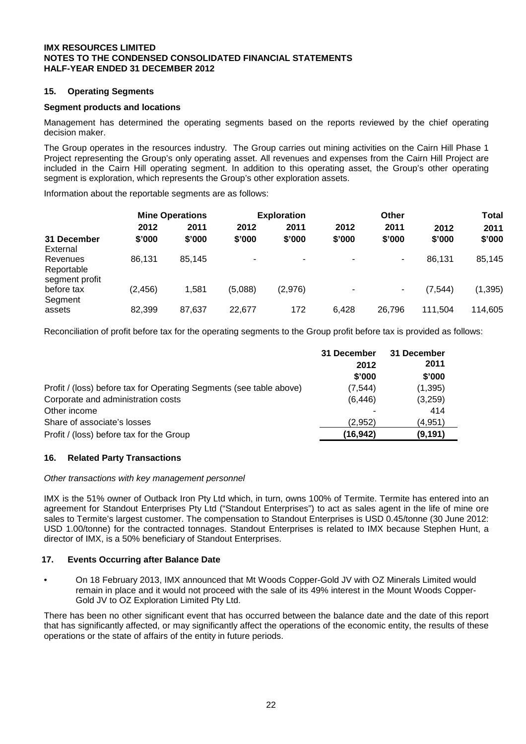**IMX RESOURCES LIMITED**
**NOTES TO THE CONDENSED CONSOLIDATED FINANCIAL STATEMENTS**
**HALF-YEAR ENDED 31 DECEMBER 2012**

## 15. Operating Segments

### Segment products and locations

Management has determined the operating segments based on the reports reviewed by the chief operating decision maker.

The Group operates in the resources industry. The Group carries out mining activities on the Cairn Hill Phase 1 Project representing the Group's only operating asset. All revenues and expenses from the Cairn Hill Project are included in the Cairn Hill operating segment. In addition to this operating segment, the Group's other operating segment is exploration, which represents the Group's other exploration assets.

Information about the reportable segments are as follows:

| | Mine Operations | | Exploration | | Other | | Total | |
|---|---|---|---|---|---|---|---|---|
| **31 December** | **2012 \$'000** | **2011 \$'000** | **2012 \$'000** | **2011 \$'000** | **2012 \$'000** | **2011 \$'000** | **2012 \$'000** | **2011 \$'000** |
| External Revenues | 86,131 | 85,145 | - | - | - | - | 86,131 | 85,145 |
| Reportable segment profit before tax | (2,456) | 1,581 | (5,088) | (2,976) | - | - | (7,544) | (1,395) |
| Segment assets | 82,399 | 87,637 | 22,677 | 172 | 6,428 | 26,796 | 111,504 | 114,605 |

Reconciliation of profit before tax for the operating segments to the Group profit before tax is provided as follows:

| | 31 December 2012 \$'000 | 31 December 2011 \$'000 |
|---|---|---|
| Profit / (loss) before tax for Operating Segments (see table above) | (7,544) | (1,395) |
| Corporate and administration costs | (6,446) | (3,259) |
| Other income | - | 414 |
| Share of associate's losses | (2,952) | (4,951) |
| Profit / (loss) before tax for the Group | **(16,942)** | **(9,191)** |

## 16. Related Party Transactions

*Other transactions with key management personnel*

IMX is the 51% owner of Outback Iron Pty Ltd which, in turn, owns 100% of Termite. Termite has entered into an agreement for Standout Enterprises Pty Ltd ("Standout Enterprises") to act as sales agent in the life of mine ore sales to Termite's largest customer. The compensation to Standout Enterprises is USD 0.45/tonne (30 June 2012: USD 1.00/tonne) for the contracted tonnages. Standout Enterprises is related to IMX because Stephen Hunt, a director of IMX, is a 50% beneficiary of Standout Enterprises.

## 17. Events Occurring after Balance Date

- On 18 February 2013, IMX announced that Mt Woods Copper-Gold JV with OZ Minerals Limited would remain in place and it would not proceed with the sale of its 49% interest in the Mount Woods Copper-Gold JV to OZ Exploration Limited Pty Ltd.

There has been no other significant event that has occurred between the balance date and the date of this report that has significantly affected, or may significantly affect the operations of the economic entity, the results of these operations or the state of affairs of the entity in future periods.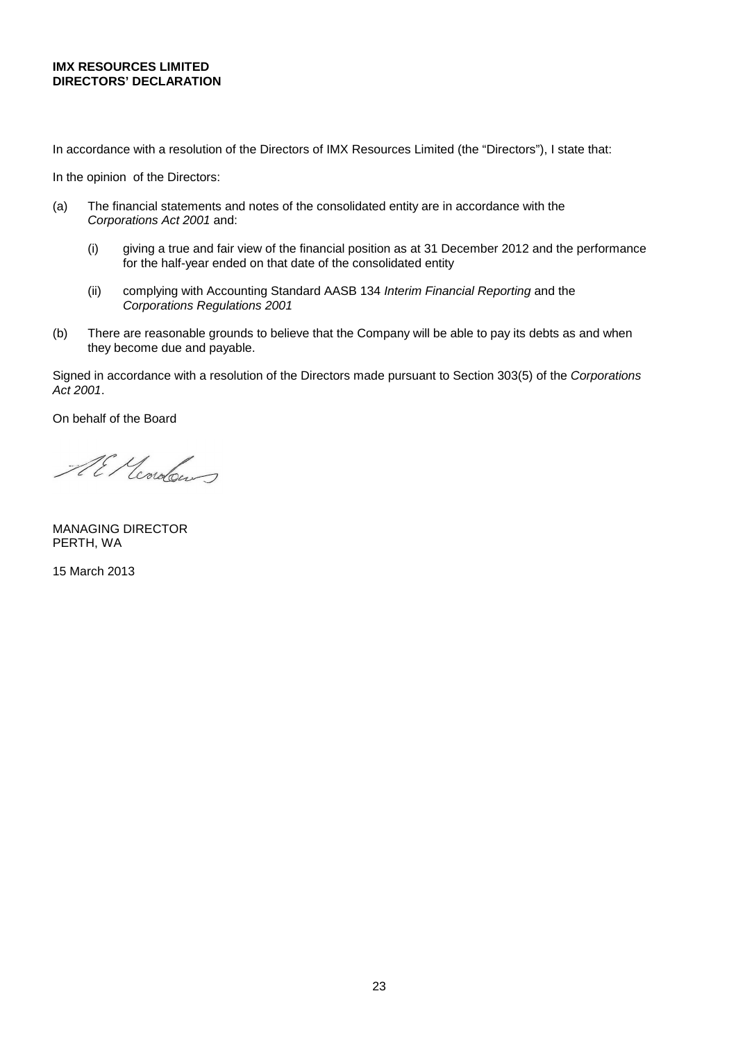**IMX RESOURCES LIMITED**
**DIRECTORS' DECLARATION**

In accordance with a resolution of the Directors of IMX Resources Limited (the "Directors"), I state that:

In the opinion of the Directors:

(a) The financial statements and notes of the consolidated entity are in accordance with the *Corporations Act 2001* and:

 (i) giving a true and fair view of the financial position as at 31 December 2012 and the performance for the half-year ended on that date of the consolidated entity

 (ii) complying with Accounting Standard AASB 134 *Interim Financial Reporting* and the *Corporations Regulations 2001*

(b) There are reasonable grounds to believe that the Company will be able to pay its debts as and when they become due and payable.

Signed in accordance with a resolution of the Directors made pursuant to Section 303(5) of the *Corporations Act 2001*.

On behalf of the Board

MANAGING DIRECTOR
PERTH, WA

15 March 2013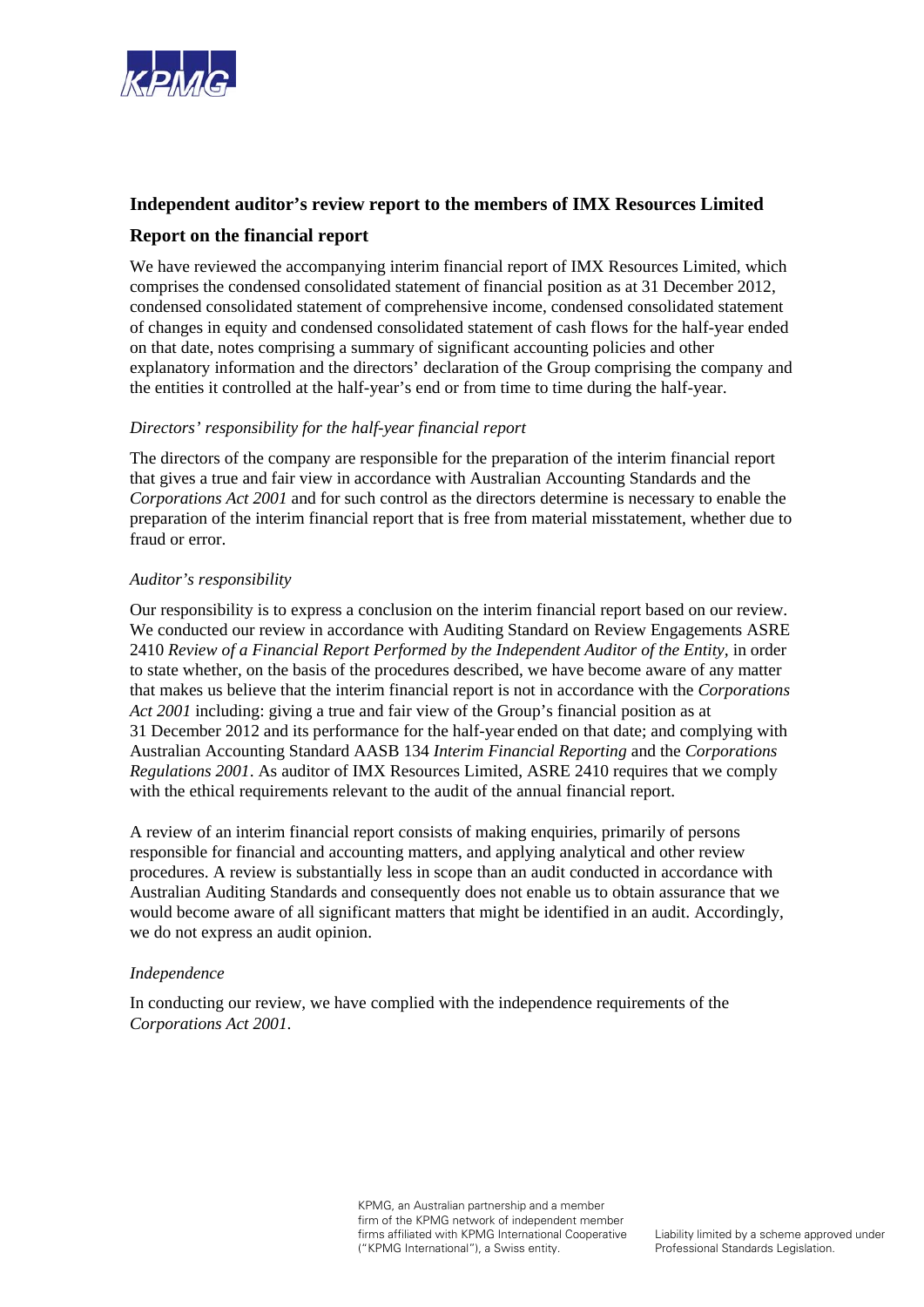KPMG

## Independent auditor's review report to the members of IMX Resources Limited

## Report on the financial report

We have reviewed the accompanying interim financial report of IMX Resources Limited, which comprises the condensed consolidated statement of financial position as at 31 December 2012, condensed consolidated statement of comprehensive income, condensed consolidated statement of changes in equity and condensed consolidated statement of cash flows for the half-year ended on that date, notes comprising a summary of significant accounting policies and other explanatory information and the directors' declaration of the Group comprising the company and the entities it controlled at the half-year's end or from time to time during the half-year.

### *Directors' responsibility for the half-year financial report*

The directors of the company are responsible for the preparation of the interim financial report that gives a true and fair view in accordance with Australian Accounting Standards and the *Corporations Act 2001* and for such control as the directors determine is necessary to enable the preparation of the interim financial report that is free from material misstatement, whether due to fraud or error.

### *Auditor's responsibility*

Our responsibility is to express a conclusion on the interim financial report based on our review. We conducted our review in accordance with Auditing Standard on Review Engagements ASRE 2410 *Review of a Financial Report Performed by the Independent Auditor of the Entity*, in order to state whether, on the basis of the procedures described, we have become aware of any matter that makes us believe that the interim financial report is not in accordance with the *Corporations Act 2001* including: giving a true and fair view of the Group's financial position as at 31 December 2012 and its performance for the half-year ended on that date; and complying with Australian Accounting Standard AASB 134 *Interim Financial Reporting* and the *Corporations Regulations 2001*. As auditor of IMX Resources Limited, ASRE 2410 requires that we comply with the ethical requirements relevant to the audit of the annual financial report.

A review of an interim financial report consists of making enquiries, primarily of persons responsible for financial and accounting matters, and applying analytical and other review procedures. A review is substantially less in scope than an audit conducted in accordance with Australian Auditing Standards and consequently does not enable us to obtain assurance that we would become aware of all significant matters that might be identified in an audit. Accordingly, we do not express an audit opinion.

### *Independence*

In conducting our review, we have complied with the independence requirements of the *Corporations Act 2001*.

KPMG, an Australian partnership and a member firm of the KPMG network of independent member firms affiliated with KPMG International Cooperative ("KPMG International"), a Swiss entity.

Liability limited by a scheme approved under Professional Standards Legislation.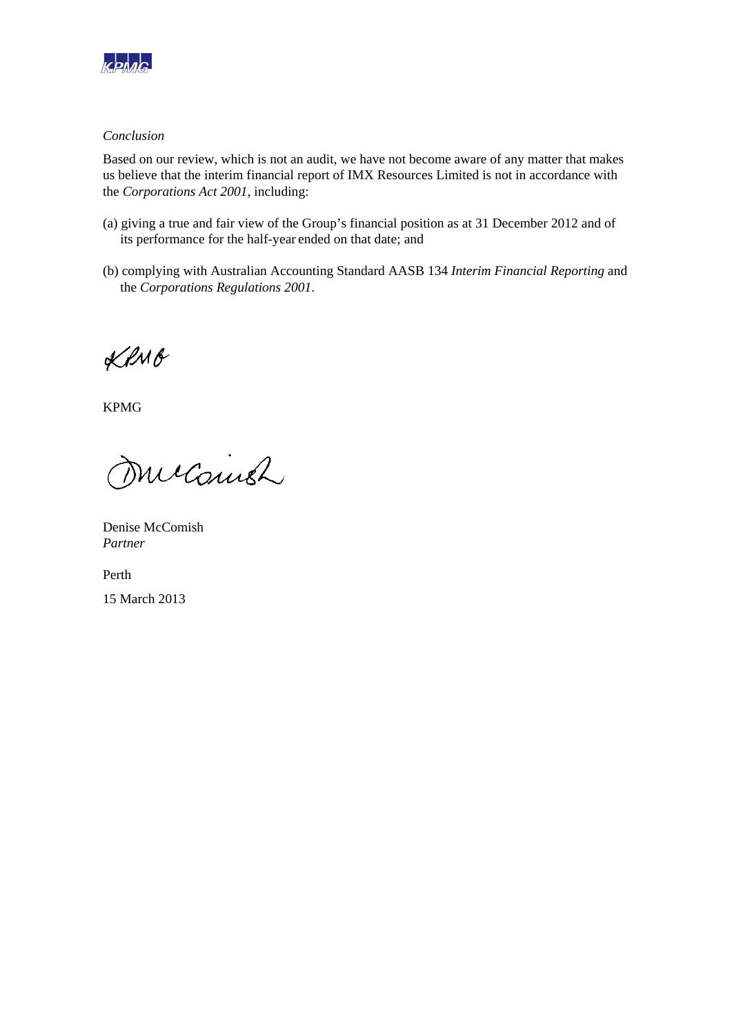*Conclusion*

Based on our review, which is not an audit, we have not become aware of any matter that makes us believe that the interim financial report of IMX Resources Limited is not in accordance with the *Corporations Act 2001*, including:

(a) giving a true and fair view of the Group's financial position as at 31 December 2012 and of its performance for the half-year ended on that date; and

(b) complying with Australian Accounting Standard AASB 134 *Interim Financial Reporting* and the *Corporations Regulations 2001*.

KPMG

Denise McComish
*Partner*

Perth

15 March 2013